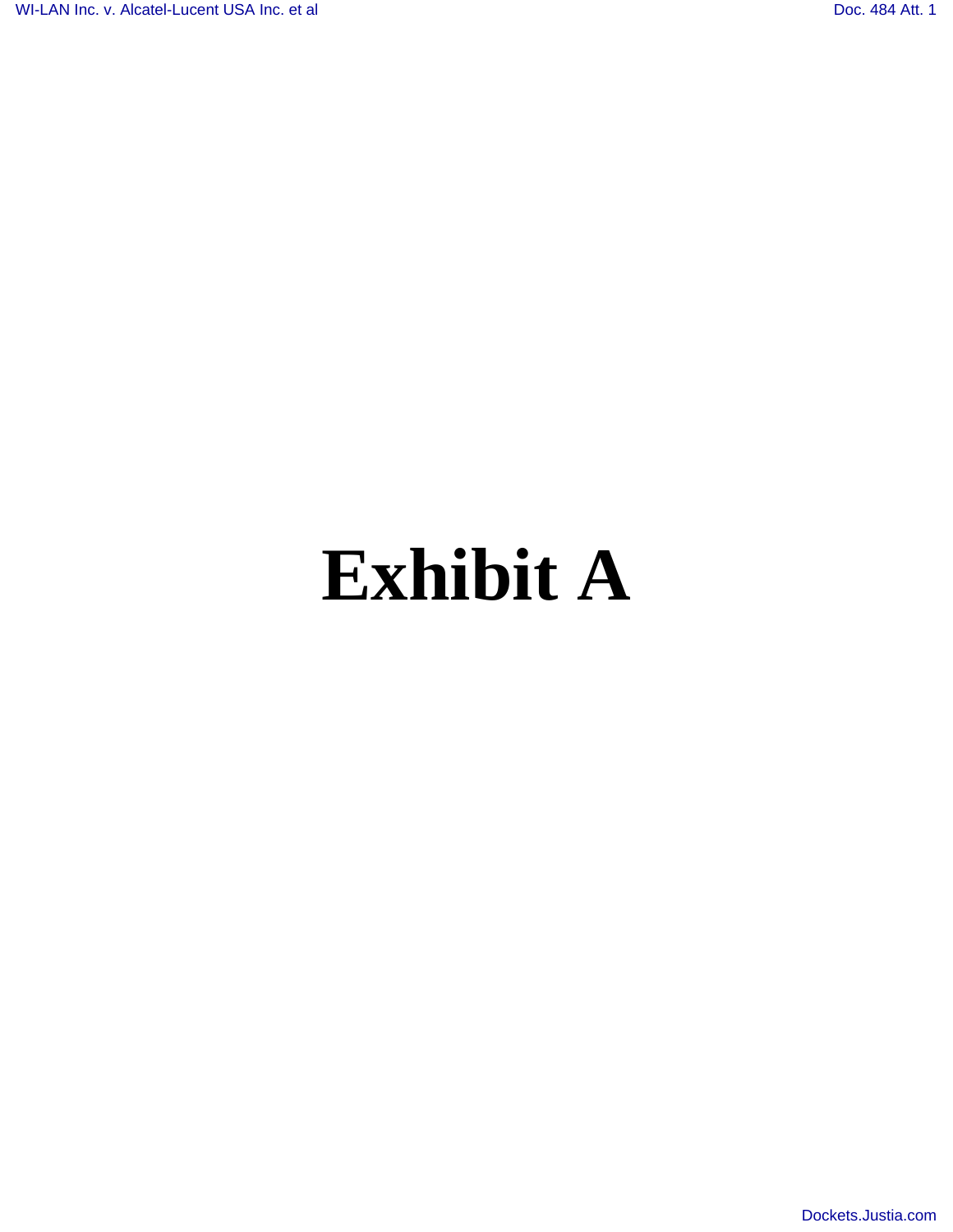# Exhibit A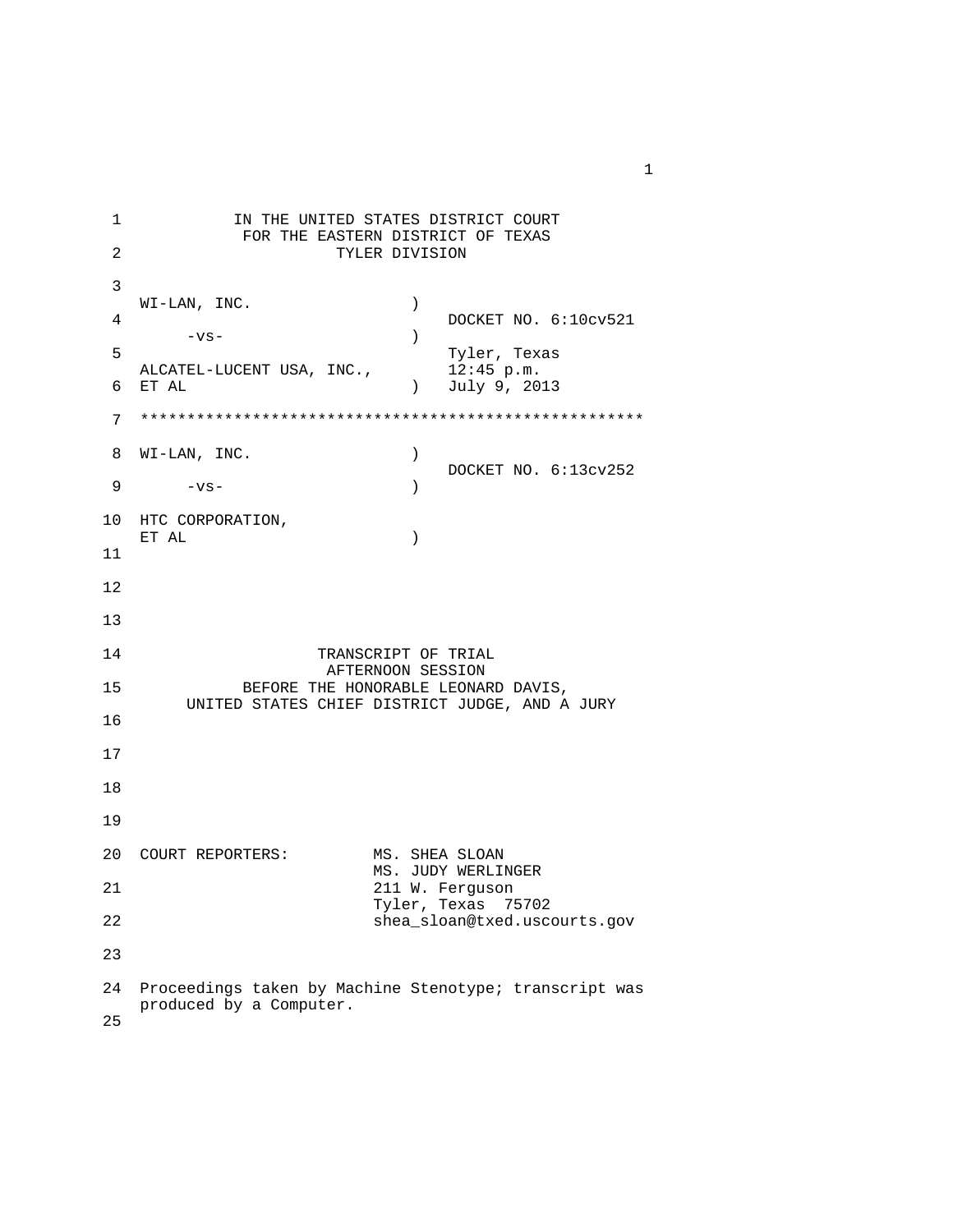IN THE UNITED STATES DISTRICT COURT
FOR THE EASTERN DISTRICT OF TEXAS
TYLER DIVISION

WI-LAN, INC. ) DOCKET NO. 6:10cv521

-vs- ) Tyler, Texas

ALCATEL-LUCENT USA, INC., 12:45 p.m.
ET AL ) July 9, 2013

*******************************************************

WI-LAN, INC. ) DOCKET NO. 6:13cv252

-vs- )

HTC CORPORATION,
ET AL )

TRANSCRIPT OF TRIAL
AFTERNOON SESSION
BEFORE THE HONORABLE LEONARD DAVIS,
UNITED STATES CHIEF DISTRICT JUDGE, AND A JURY

COURT REPORTERS: MS. SHEA SLOAN
MS. JUDY WERLINGER
211 W. Ferguson
Tyler, Texas 75702
shea_sloan@txed.uscourts.gov

Proceedings taken by Machine Stenotype; transcript was produced by a Computer.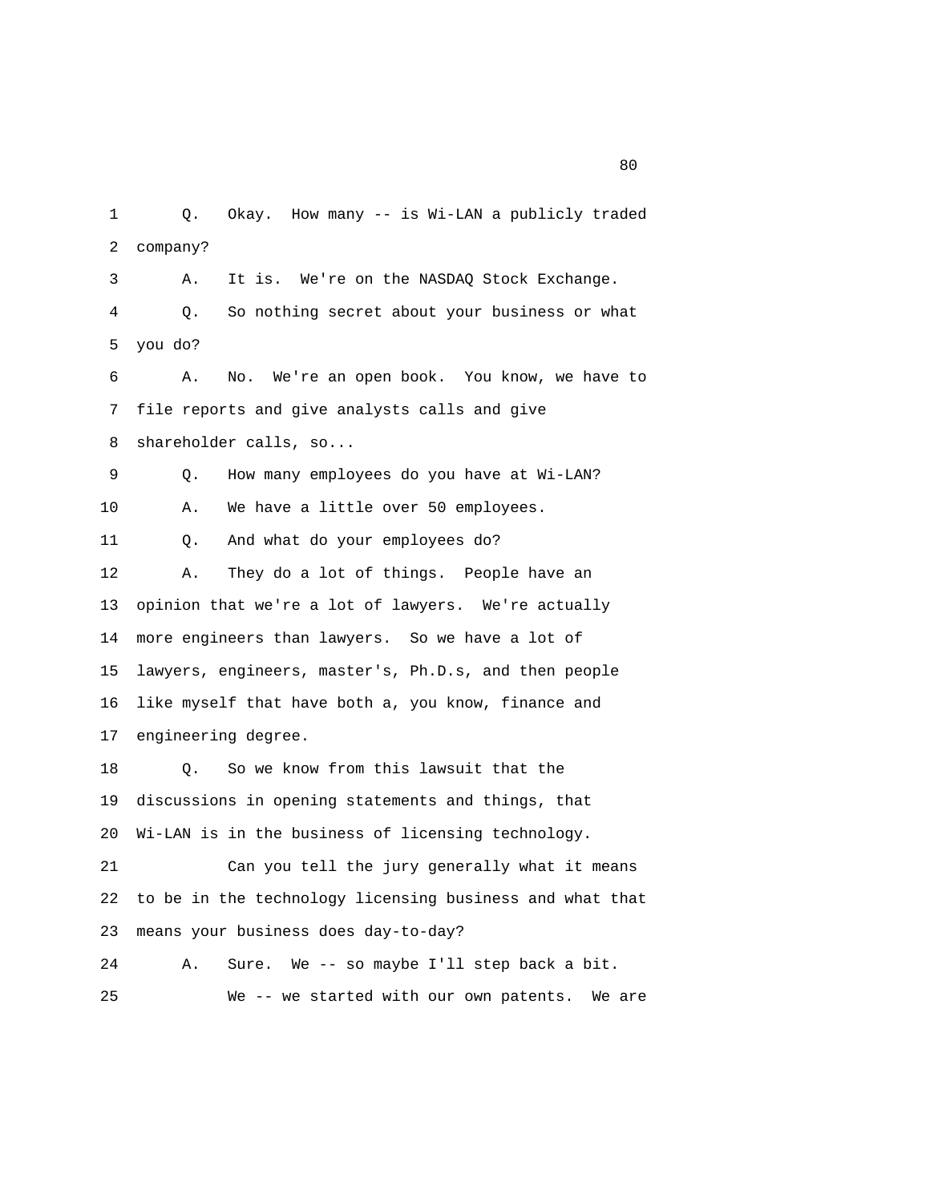1 Q. Okay. How many -- is Wi-LAN a publicly traded
2 company?
3 A. It is. We're on the NASDAQ Stock Exchange.
4 Q. So nothing secret about your business or what
5 you do?
6 A. No. We're an open book. You know, we have to
7 file reports and give analysts calls and give
8 shareholder calls, so...
9 Q. How many employees do you have at Wi-LAN?
10 A. We have a little over 50 employees.
11 Q. And what do your employees do?
12 A. They do a lot of things. People have an
13 opinion that we're a lot of lawyers. We're actually
14 more engineers than lawyers. So we have a lot of
15 lawyers, engineers, master's, Ph.D.s, and then people
16 like myself that have both a, you know, finance and
17 engineering degree.
18 Q. So we know from this lawsuit that the
19 discussions in opening statements and things, that
20 Wi-LAN is in the business of licensing technology.
21 Can you tell the jury generally what it means
22 to be in the technology licensing business and what that
23 means your business does day-to-day?
24 A. Sure. We -- so maybe I'll step back a bit.
25 We -- we started with our own patents. We are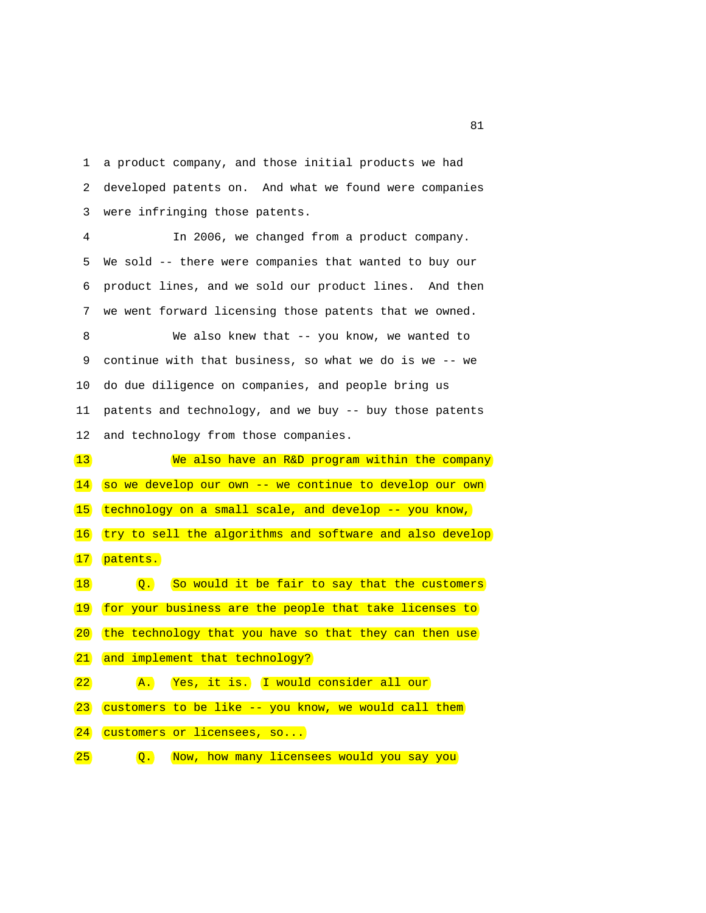1 a product company, and those initial products we had
2 developed patents on. And what we found were companies
3 were infringing those patents.
4 In 2006, we changed from a product company.
5 We sold -- there were companies that wanted to buy our
6 product lines, and we sold our product lines. And then
7 we went forward licensing those patents that we owned.
8 We also knew that -- you know, we wanted to
9 continue with that business, so what we do is we -- we
10 do due diligence on companies, and people bring us
11 patents and technology, and we buy -- buy those patents
12 and technology from those companies.
13 We also have an R&D program within the company
14 so we develop our own -- we continue to develop our own
15 technology on a small scale, and develop -- you know,
16 try to sell the algorithms and software and also develop
17 patents.
18 Q. So would it be fair to say that the customers
19 for your business are the people that take licenses to
20 the technology that you have so that they can then use
21 and implement that technology?
22 A. Yes, it is. I would consider all our
23 customers to be like -- you know, we would call them
24 customers or licensees, so...
25 Q. Now, how many licensees would you say you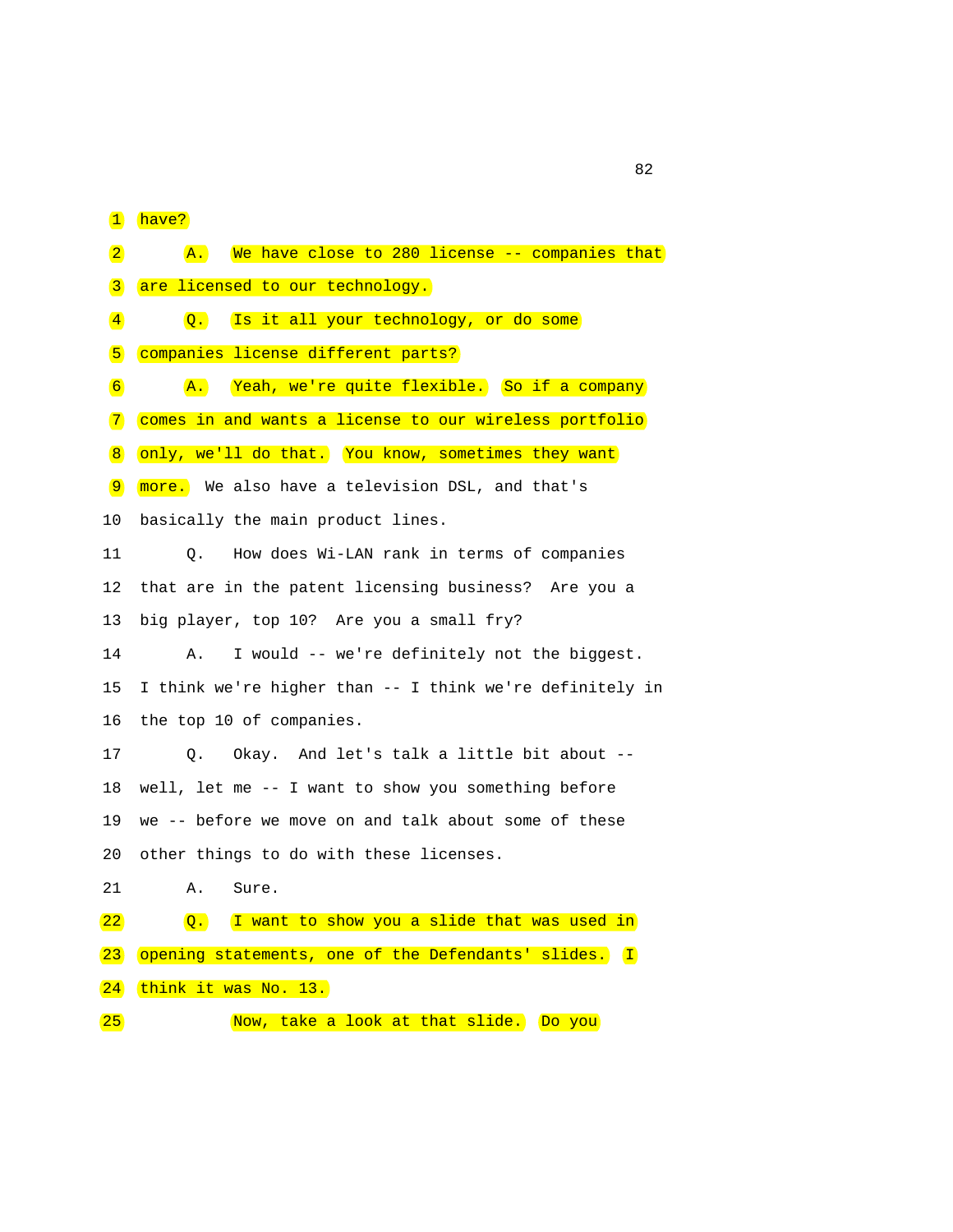1 have?

2 A. We have close to 280 license -- companies that

3 are licensed to our technology.

4 Q. Is it all your technology, or do some

5 companies license different parts?

6 A. Yeah, we're quite flexible. So if a company

7 comes in and wants a license to our wireless portfolio

8 only, we'll do that. You know, sometimes they want

9 more. We also have a television DSL, and that's

10 basically the main product lines.

11 Q. How does Wi-LAN rank in terms of companies

12 that are in the patent licensing business? Are you a

13 big player, top 10? Are you a small fry?

14 A. I would -- we're definitely not the biggest.

15 I think we're higher than -- I think we're definitely in

16 the top 10 of companies.

17 Q. Okay. And let's talk a little bit about --

18 well, let me -- I want to show you something before

19 we -- before we move on and talk about some of these

20 other things to do with these licenses.

21 A. Sure.

22 Q. I want to show you a slide that was used in

23 opening statements, one of the Defendants' slides. I

24 think it was No. 13.

25 Now, take a look at that slide. Do you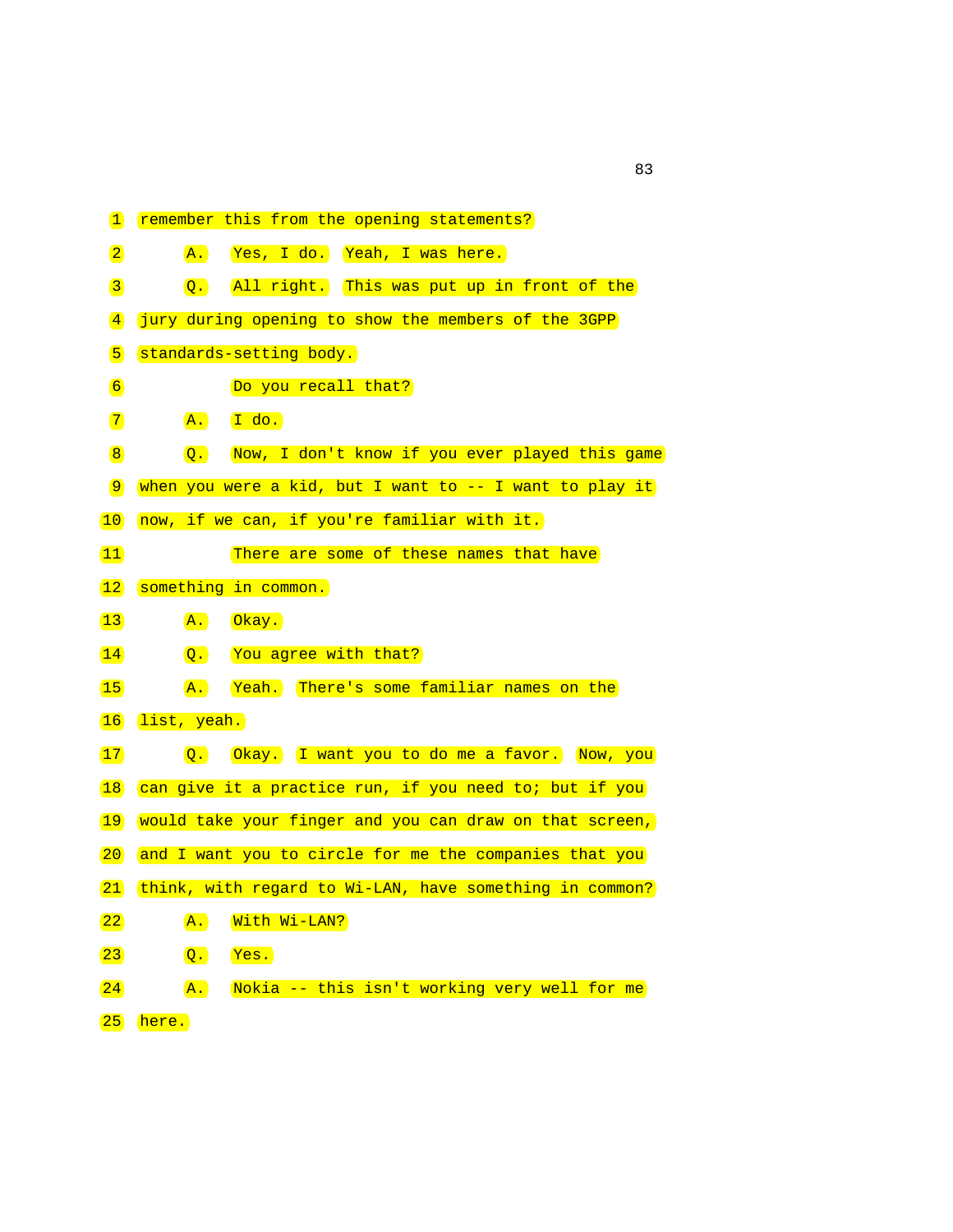1 remember this from the opening statements?

2 A. Yes, I do. Yeah, I was here.

3 Q. All right. This was put up in front of the

4 jury during opening to show the members of the 3GPP

5 standards-setting body.

6 Do you recall that?

7 A. I do.

8 Q. Now, I don't know if you ever played this game

9 when you were a kid, but I want to -- I want to play it

10 now, if we can, if you're familiar with it.

11 There are some of these names that have

12 something in common.

13 A. Okay.

14 Q. You agree with that?

15 A. Yeah. There's some familiar names on the

16 list, yeah.

17 Q. Okay. I want you to do me a favor. Now, you

18 can give it a practice run, if you need to; but if you

19 would take your finger and you can draw on that screen,

20 and I want you to circle for me the companies that you

21 think, with regard to Wi-LAN, have something in common?

22 A. With Wi-LAN?

23 Q. Yes.

24 A. Nokia -- this isn't working very well for me

25 here.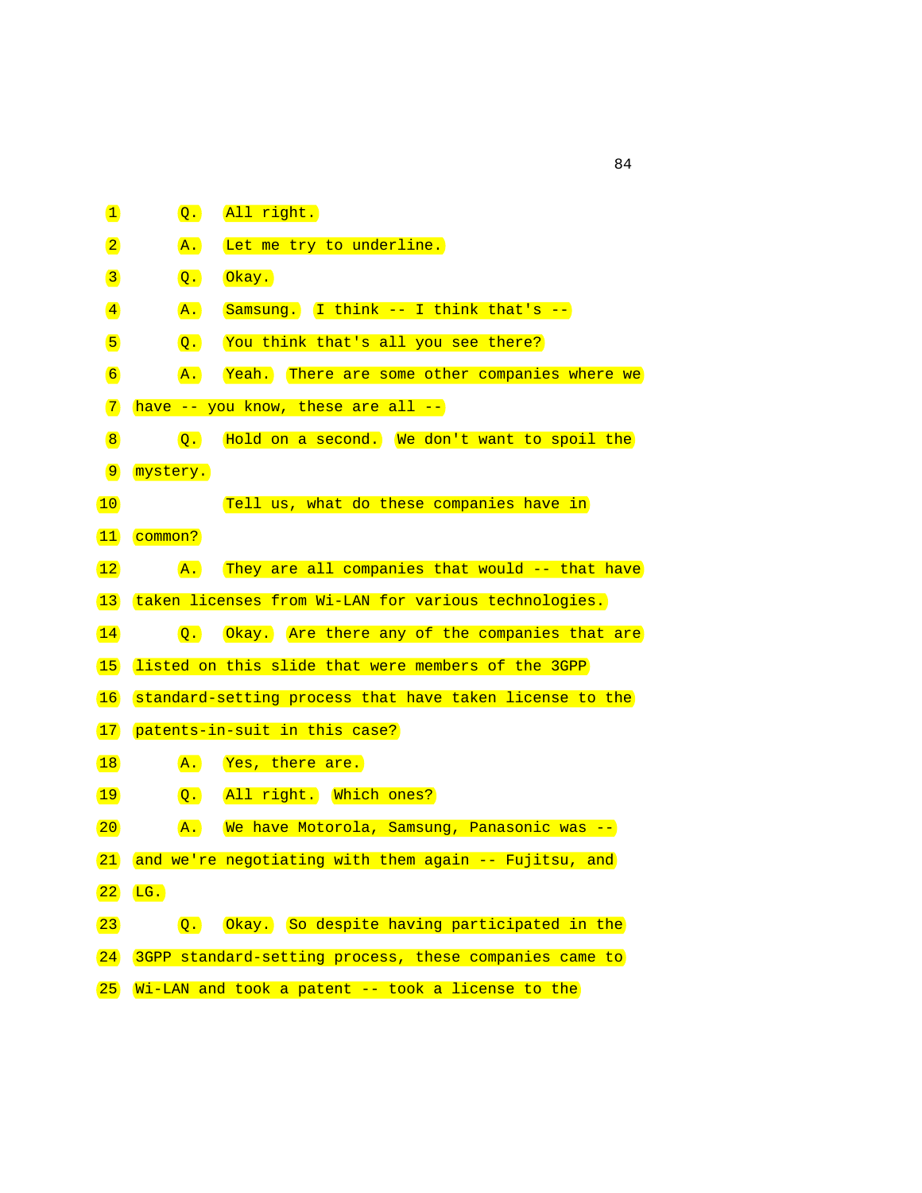1 Q. All right.

2 A. Let me try to underline.

3 Q. Okay.

4 A. Samsung. I think -- I think that's --

5 Q. You think that's all you see there?

6 A. Yeah. There are some other companies where we

7 have -- you know, these are all --

8 Q. Hold on a second. We don't want to spoil the

9 mystery.

10 Tell us, what do these companies have in

11 common?

12 A. They are all companies that would -- that have

13 taken licenses from Wi-LAN for various technologies.

14 Q. Okay. Are there any of the companies that are

15 listed on this slide that were members of the 3GPP

16 standard-setting process that have taken license to the

17 patents-in-suit in this case?

18 A. Yes, there are.

19 Q. All right. Which ones?

20 A. We have Motorola, Samsung, Panasonic was --

21 and we're negotiating with them again -- Fujitsu, and

22 LG.

23 Q. Okay. So despite having participated in the

24 3GPP standard-setting process, these companies came to

25 Wi-LAN and took a patent -- took a license to the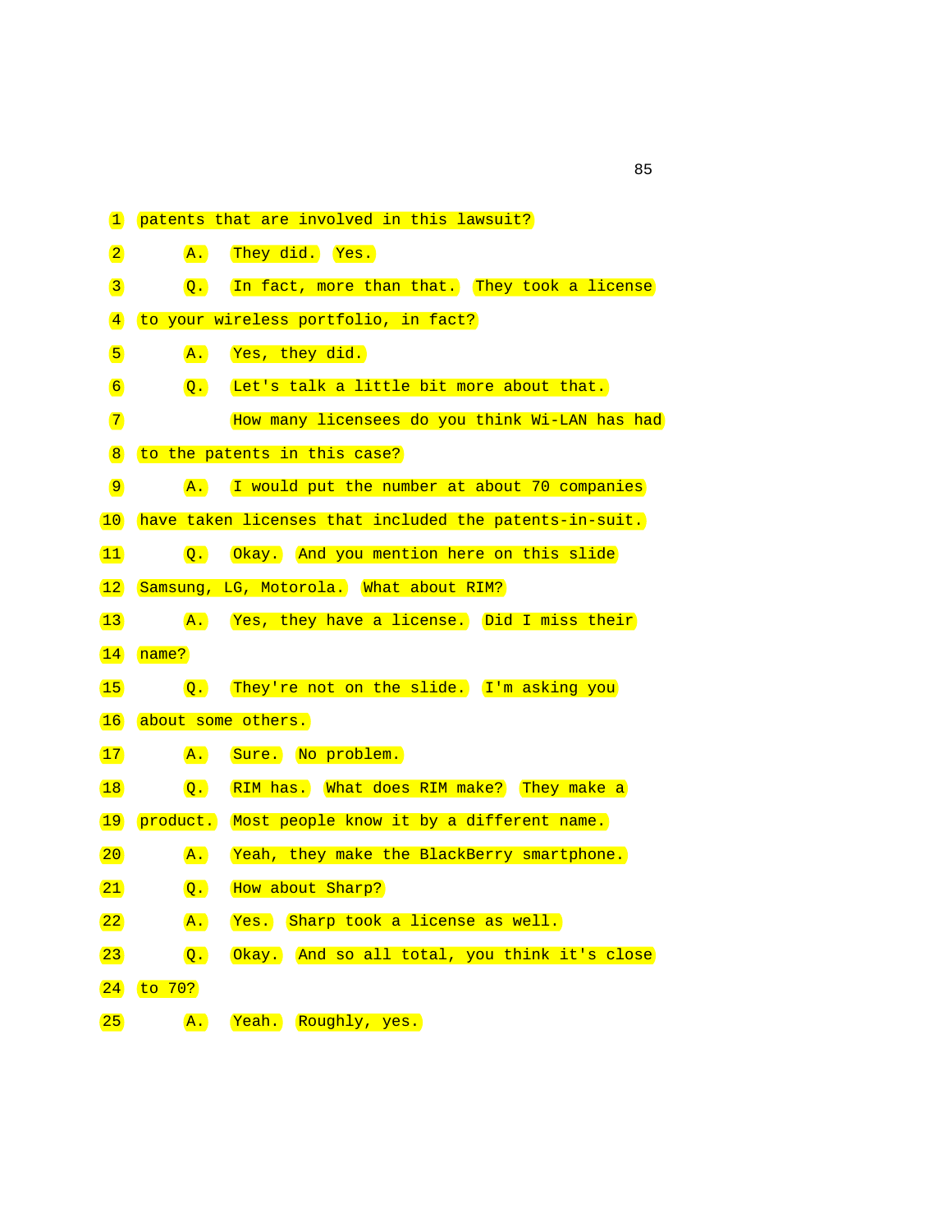1 patents that are involved in this lawsuit?

2 A. They did. Yes.

3 Q. In fact, more than that. They took a license

4 to your wireless portfolio, in fact?

5 A. Yes, they did.

6 Q. Let's talk a little bit more about that.

7 How many licensees do you think Wi-LAN has had

8 to the patents in this case?

9 A. I would put the number at about 70 companies

10 have taken licenses that included the patents-in-suit.

11 Q. Okay. And you mention here on this slide

12 Samsung, LG, Motorola. What about RIM?

13 A. Yes, they have a license. Did I miss their

14 name?

15 Q. They're not on the slide. I'm asking you

16 about some others.

17 A. Sure. No problem.

18 Q. RIM has. What does RIM make? They make a

19 product. Most people know it by a different name.

20 A. Yeah, they make the BlackBerry smartphone.

21 Q. How about Sharp?

22 A. Yes. Sharp took a license as well.

23 Q. Okay. And so all total, you think it's close

24 to 70?

25 A. Yeah. Roughly, yes.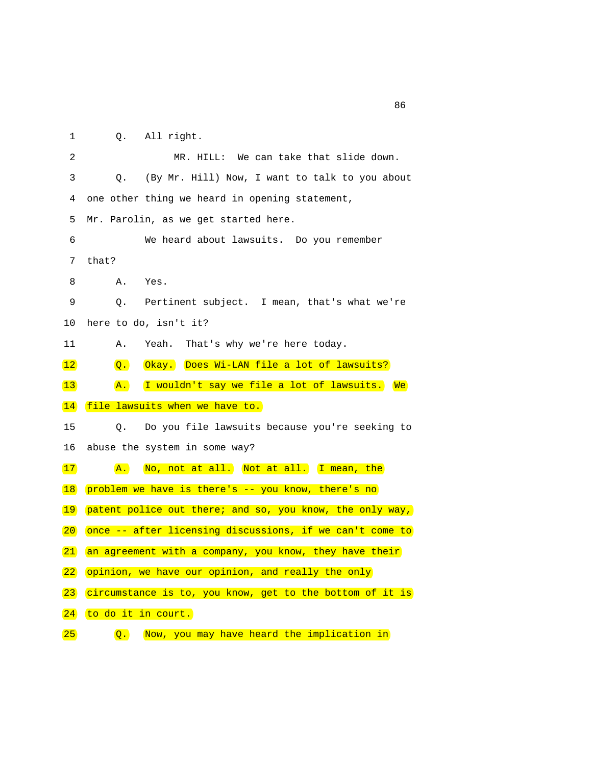1 Q. All right.

2 MR. HILL: We can take that slide down.

3 Q. (By Mr. Hill) Now, I want to talk to you about

4 one other thing we heard in opening statement,

5 Mr. Parolin, as we get started here.

6 We heard about lawsuits. Do you remember

7 that?

8 A. Yes.

9 Q. Pertinent subject. I mean, that's what we're

10 here to do, isn't it?

11 A. Yeah. That's why we're here today.

12 Q. Okay. Does Wi-LAN file a lot of lawsuits?

13 A. I wouldn't say we file a lot of lawsuits. We

14 file lawsuits when we have to.

15 Q. Do you file lawsuits because you're seeking to

16 abuse the system in some way?

17 A. No, not at all. Not at all. I mean, the

18 problem we have is there's -- you know, there's no

19 patent police out there; and so, you know, the only way,

20 once -- after licensing discussions, if we can't come to

21 an agreement with a company, you know, they have their

22 opinion, we have our opinion, and really the only

23 circumstance is to, you know, get to the bottom of it is

24 to do it in court.

25 Q. Now, you may have heard the implication in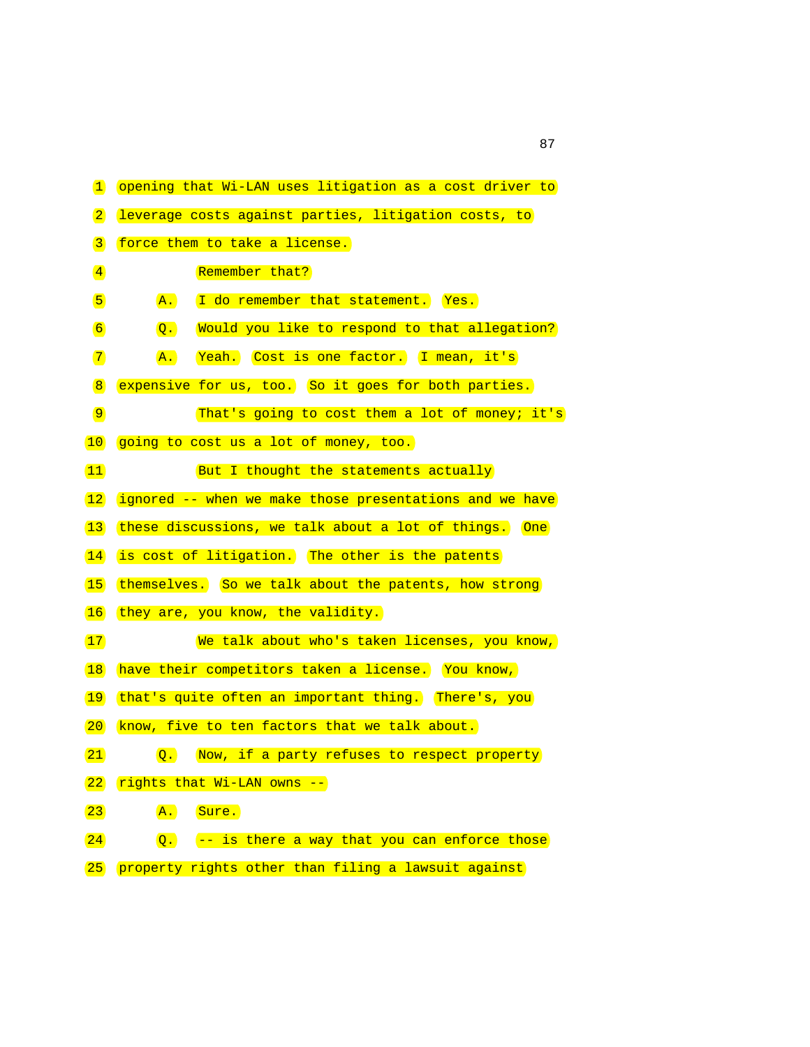1 opening that Wi-LAN uses litigation as a cost driver to
2 leverage costs against parties, litigation costs, to
3 force them to take a license.
4 Remember that?
5 A. I do remember that statement. Yes.
6 Q. Would you like to respond to that allegation?
7 A. Yeah. Cost is one factor. I mean, it's
8 expensive for us, too. So it goes for both parties.
9 That's going to cost them a lot of money; it's
10 going to cost us a lot of money, too.
11 But I thought the statements actually
12 ignored -- when we make those presentations and we have
13 these discussions, we talk about a lot of things. One
14 is cost of litigation. The other is the patents
15 themselves. So we talk about the patents, how strong
16 they are, you know, the validity.
17 We talk about who's taken licenses, you know,
18 have their competitors taken a license. You know,
19 that's quite often an important thing. There's, you
20 know, five to ten factors that we talk about.
21 Q. Now, if a party refuses to respect property
22 rights that Wi-LAN owns --
23 A. Sure.
24 Q. -- is there a way that you can enforce those
25 property rights other than filing a lawsuit against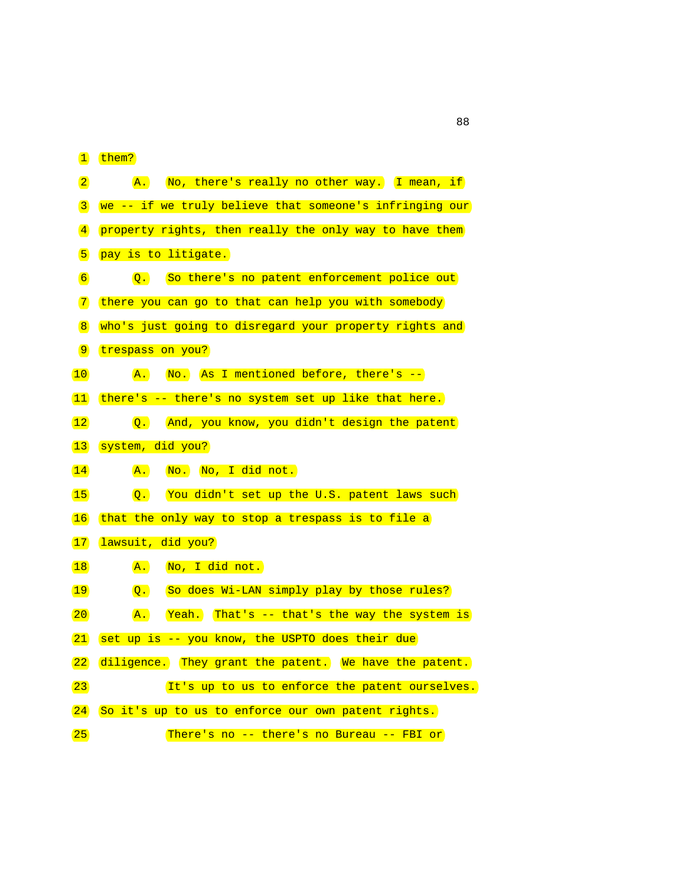1 them?

2 A. No, there's really no other way. I mean, if

3 we -- if we truly believe that someone's infringing our

4 property rights, then really the only way to have them

5 pay is to litigate.

6 Q. So there's no patent enforcement police out

7 there you can go to that can help you with somebody

8 who's just going to disregard your property rights and

9 trespass on you?

10 A. No. As I mentioned before, there's --

11 there's -- there's no system set up like that here.

12 Q. And, you know, you didn't design the patent

13 system, did you?

14 A. No. No, I did not.

15 Q. You didn't set up the U.S. patent laws such

16 that the only way to stop a trespass is to file a

17 lawsuit, did you?

18 A. No, I did not.

19 Q. So does Wi-LAN simply play by those rules?

20 A. Yeah. That's -- that's the way the system is

21 set up is -- you know, the USPTO does their due

22 diligence. They grant the patent. We have the patent.

23 It's up to us to enforce the patent ourselves.

24 So it's up to us to enforce our own patent rights.

25 There's no -- there's no Bureau -- FBI or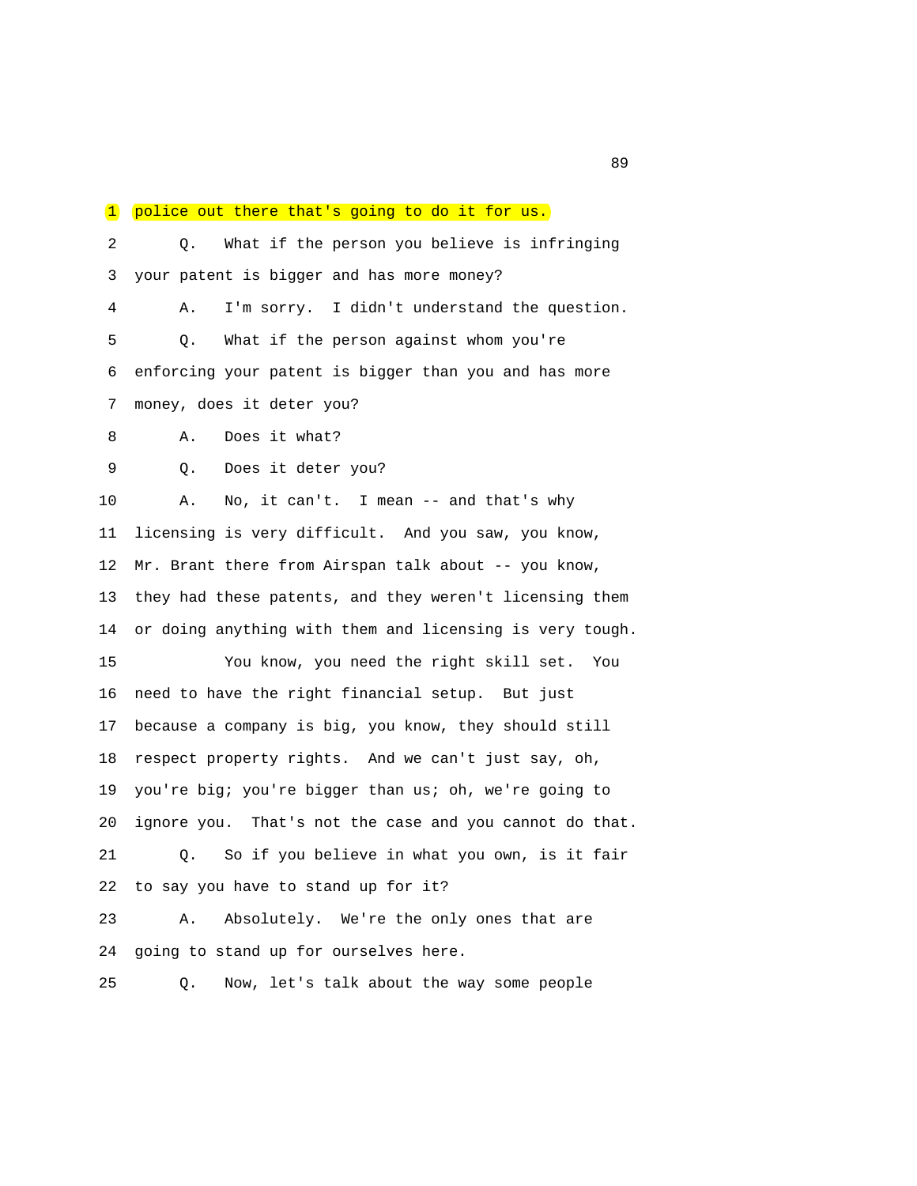1 police out there that's going to do it for us.

2 Q. What if the person you believe is infringing

3 your patent is bigger and has more money?

4 A. I'm sorry. I didn't understand the question.

5 Q. What if the person against whom you're

6 enforcing your patent is bigger than you and has more

7 money, does it deter you?

8 A. Does it what?

9 Q. Does it deter you?

10 A. No, it can't. I mean -- and that's why

11 licensing is very difficult. And you saw, you know,

12 Mr. Brant there from Airspan talk about -- you know,

13 they had these patents, and they weren't licensing them

14 or doing anything with them and licensing is very tough.

15 You know, you need the right skill set. You

16 need to have the right financial setup. But just

17 because a company is big, you know, they should still

18 respect property rights. And we can't just say, oh,

19 you're big; you're bigger than us; oh, we're going to

20 ignore you. That's not the case and you cannot do that.

21 Q. So if you believe in what you own, is it fair

22 to say you have to stand up for it?

23 A. Absolutely. We're the only ones that are

24 going to stand up for ourselves here.

25 Q. Now, let's talk about the way some people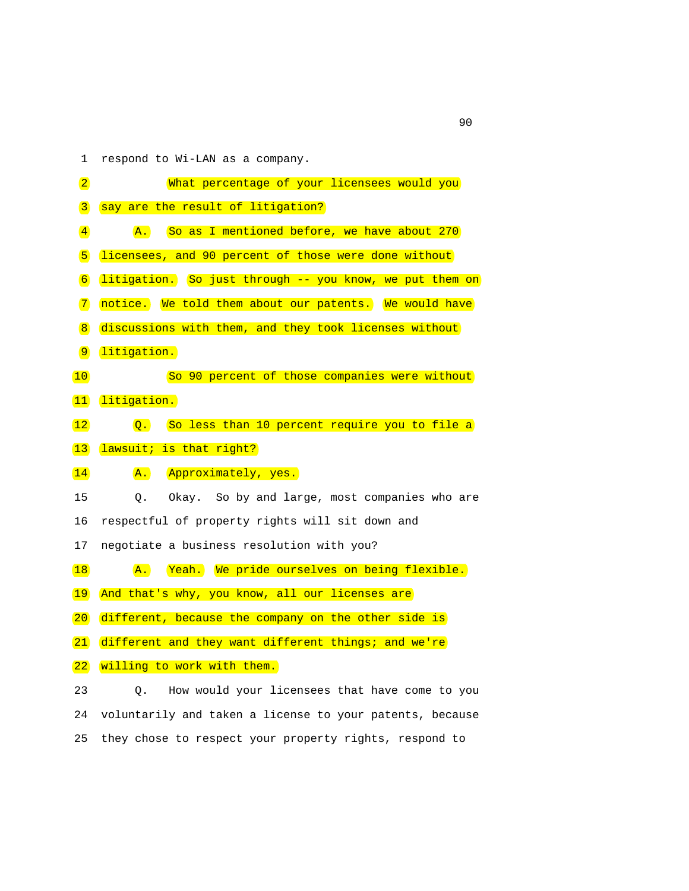1 respond to Wi-LAN as a company.

2 What percentage of your licensees would you

3 say are the result of litigation?

4 A. So as I mentioned before, we have about 270

5 licensees, and 90 percent of those were done without

6 litigation. So just through -- you know, we put them on

7 notice. We told them about our patents. We would have

8 discussions with them, and they took licenses without

9 litigation.

10 So 90 percent of those companies were without

11 litigation.

12 Q. So less than 10 percent require you to file a

13 lawsuit; is that right?

14 A. Approximately, yes.

15 Q. Okay. So by and large, most companies who are

16 respectful of property rights will sit down and

17 negotiate a business resolution with you?

18 A. Yeah. We pride ourselves on being flexible.

19 And that's why, you know, all our licenses are

20 different, because the company on the other side is

21 different and they want different things; and we're

22 willing to work with them.

23 Q. How would your licensees that have come to you

24 voluntarily and taken a license to your patents, because

25 they chose to respect your property rights, respond to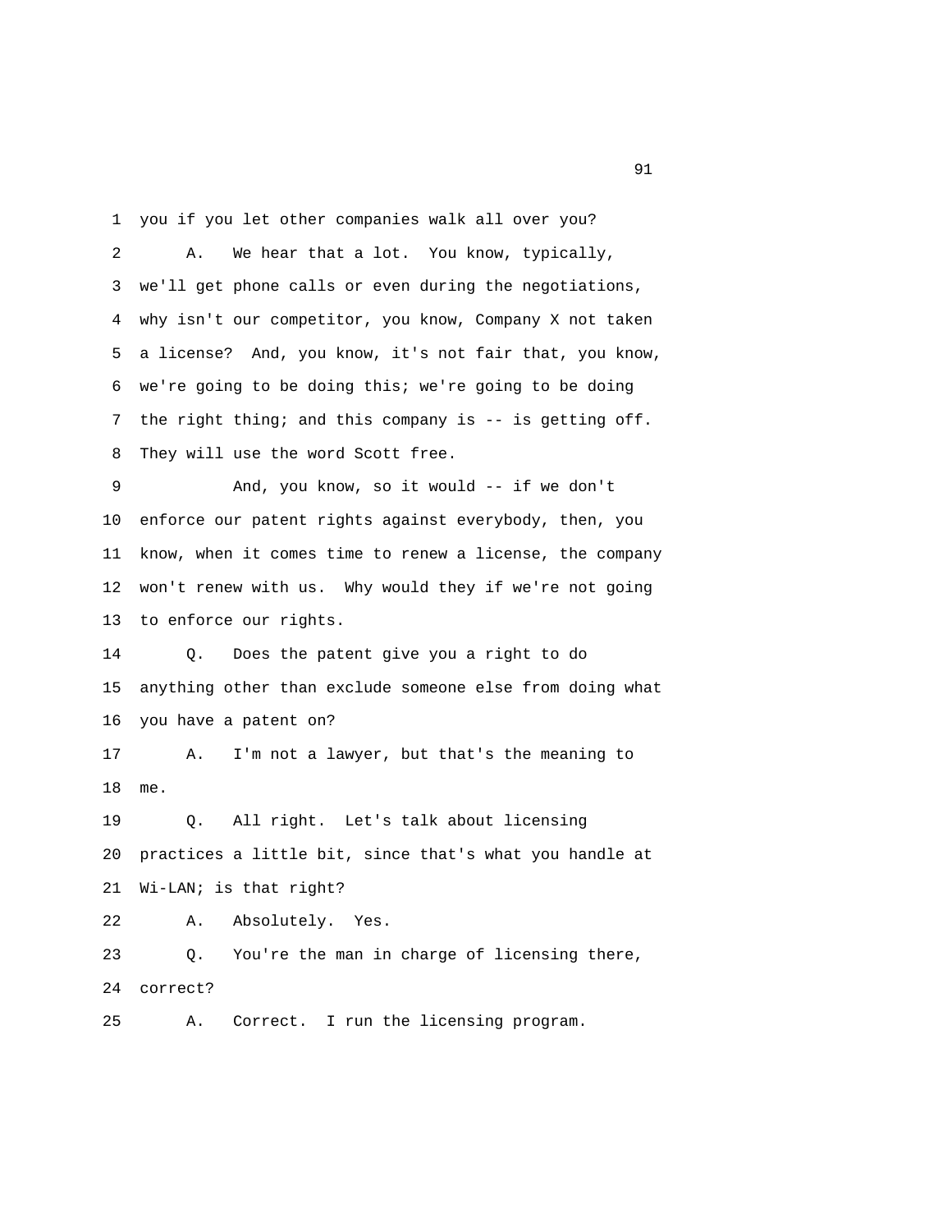1 you if you let other companies walk all over you?

2 A. We hear that a lot. You know, typically,

3 we'll get phone calls or even during the negotiations,

4 why isn't our competitor, you know, Company X not taken

5 a license? And, you know, it's not fair that, you know,

6 we're going to be doing this; we're going to be doing

7 the right thing; and this company is -- is getting off.

8 They will use the word Scott free.

9 And, you know, so it would -- if we don't

10 enforce our patent rights against everybody, then, you

11 know, when it comes time to renew a license, the company

12 won't renew with us. Why would they if we're not going

13 to enforce our rights.

14 Q. Does the patent give you a right to do

15 anything other than exclude someone else from doing what

16 you have a patent on?

17 A. I'm not a lawyer, but that's the meaning to

18 me.

19 Q. All right. Let's talk about licensing

20 practices a little bit, since that's what you handle at

21 Wi-LAN; is that right?

22 A. Absolutely. Yes.

23 Q. You're the man in charge of licensing there,

24 correct?

25 A. Correct. I run the licensing program.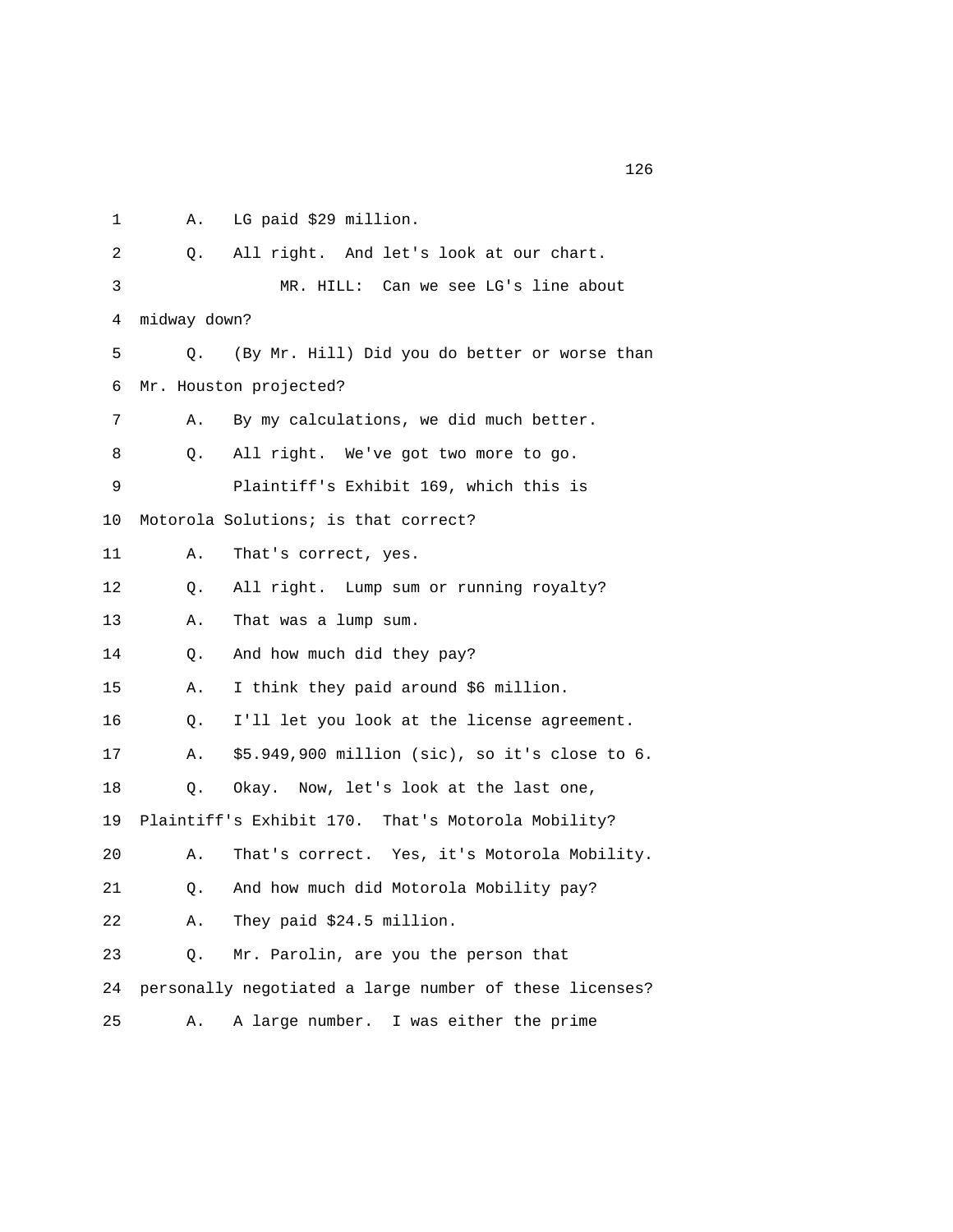1 A. LG paid $29 million.

2 Q. All right. And let's look at our chart.

3 MR. HILL: Can we see LG's line about

4 midway down?

5 Q. (By Mr. Hill) Did you do better or worse than

6 Mr. Houston projected?

7 A. By my calculations, we did much better.

8 Q. All right. We've got two more to go.

9 Plaintiff's Exhibit 169, which this is

10 Motorola Solutions; is that correct?

11 A. That's correct, yes.

12 Q. All right. Lump sum or running royalty?

13 A. That was a lump sum.

14 Q. And how much did they pay?

15 A. I think they paid around $6 million.

16 Q. I'll let you look at the license agreement.

17 A. $5.949,900 million (sic), so it's close to 6.

18 Q. Okay. Now, let's look at the last one,

19 Plaintiff's Exhibit 170. That's Motorola Mobility?

20 A. That's correct. Yes, it's Motorola Mobility.

21 Q. And how much did Motorola Mobility pay?

22 A. They paid $24.5 million.

23 Q. Mr. Parolin, are you the person that

24 personally negotiated a large number of these licenses?

25 A. A large number. I was either the prime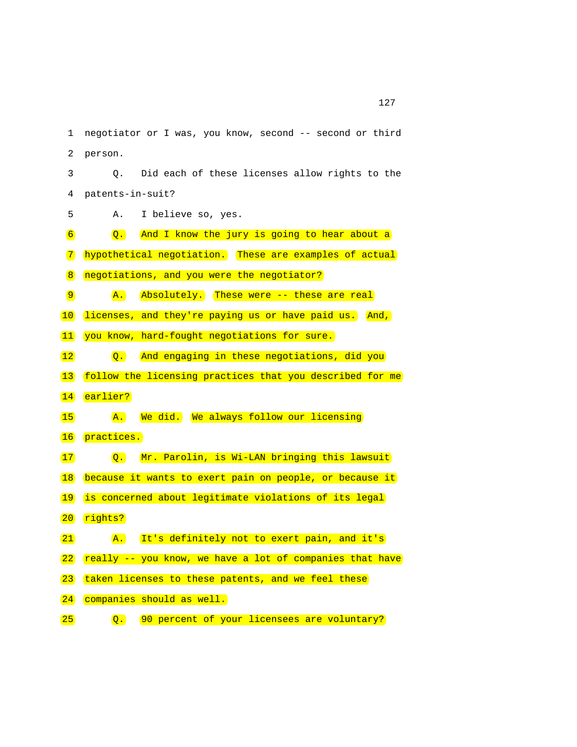1 negotiator or I was, you know, second -- second or third

2 person.

3 Q. Did each of these licenses allow rights to the

4 patents-in-suit?

5 A. I believe so, yes.

6 Q. And I know the jury is going to hear about a

7 hypothetical negotiation. These are examples of actual

8 negotiations, and you were the negotiator?

9 A. Absolutely. These were -- these are real

10 licenses, and they're paying us or have paid us. And,

11 you know, hard-fought negotiations for sure.

12 Q. And engaging in these negotiations, did you

13 follow the licensing practices that you described for me

14 earlier?

15 A. We did. We always follow our licensing

16 practices.

17 Q. Mr. Parolin, is Wi-LAN bringing this lawsuit

18 because it wants to exert pain on people, or because it

19 is concerned about legitimate violations of its legal

20 rights?

21 A. It's definitely not to exert pain, and it's

22 really -- you know, we have a lot of companies that have

23 taken licenses to these patents, and we feel these

24 companies should as well.

25 Q. 90 percent of your licensees are voluntary?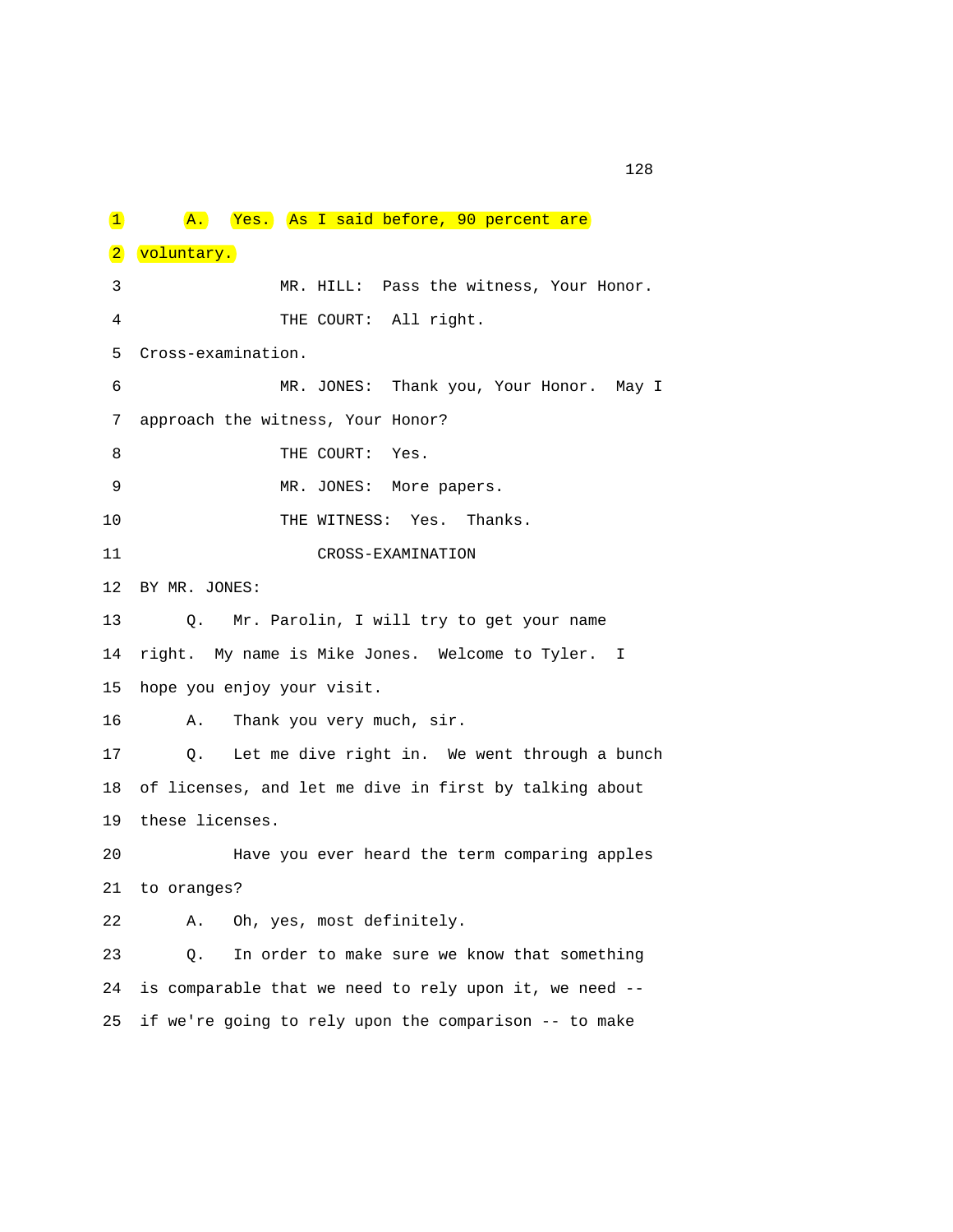1 A. Yes. As I said before, 90 percent are

2 voluntary.

3 MR. HILL: Pass the witness, Your Honor.

4 THE COURT: All right.

5 Cross-examination.

6 MR. JONES: Thank you, Your Honor. May I

7 approach the witness, Your Honor?

8 THE COURT: Yes.

9 MR. JONES: More papers.

10 THE WITNESS: Yes. Thanks.

11 CROSS-EXAMINATION

12 BY MR. JONES:

13 Q. Mr. Parolin, I will try to get your name

14 right. My name is Mike Jones. Welcome to Tyler. I

15 hope you enjoy your visit.

16 A. Thank you very much, sir.

17 Q. Let me dive right in. We went through a bunch

18 of licenses, and let me dive in first by talking about

19 these licenses.

20 Have you ever heard the term comparing apples

21 to oranges?

22 A. Oh, yes, most definitely.

23 Q. In order to make sure we know that something

24 is comparable that we need to rely upon it, we need --

25 if we're going to rely upon the comparison -- to make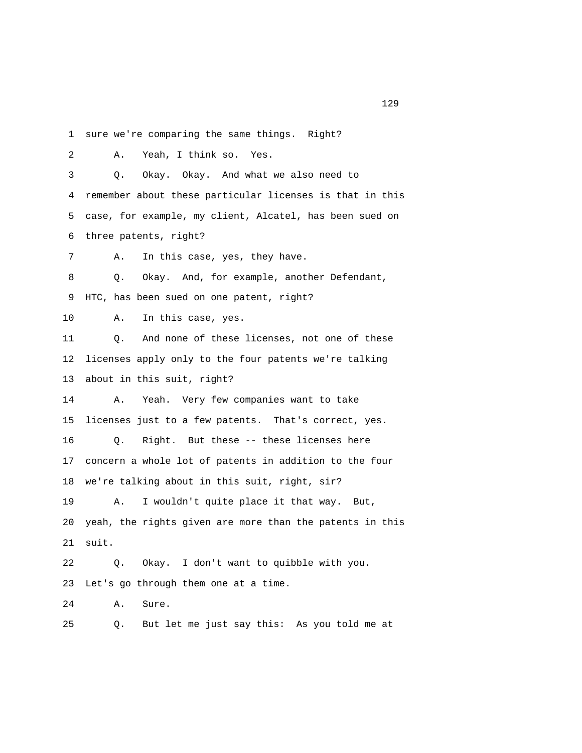1 sure we're comparing the same things. Right?

2 A. Yeah, I think so. Yes.

3 Q. Okay. Okay. And what we also need to

4 remember about these particular licenses is that in this

5 case, for example, my client, Alcatel, has been sued on

6 three patents, right?

7 A. In this case, yes, they have.

8 Q. Okay. And, for example, another Defendant,

9 HTC, has been sued on one patent, right?

10 A. In this case, yes.

11 Q. And none of these licenses, not one of these

12 licenses apply only to the four patents we're talking

13 about in this suit, right?

14 A. Yeah. Very few companies want to take

15 licenses just to a few patents. That's correct, yes.

16 Q. Right. But these -- these licenses here

17 concern a whole lot of patents in addition to the four

18 we're talking about in this suit, right, sir?

19 A. I wouldn't quite place it that way. But,

20 yeah, the rights given are more than the patents in this

21 suit.

22 Q. Okay. I don't want to quibble with you.

23 Let's go through them one at a time.

24 A. Sure.

25 Q. But let me just say this: As you told me at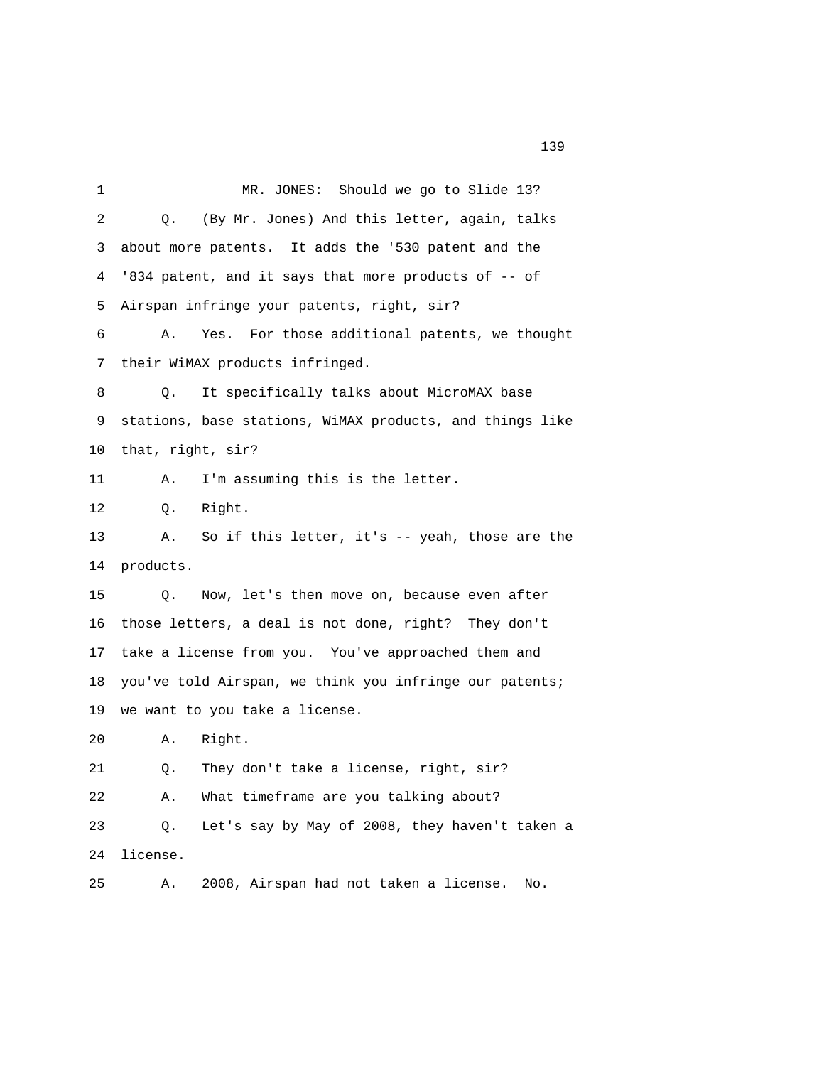1 MR. JONES: Should we go to Slide 13?

2 Q. (By Mr. Jones) And this letter, again, talks

3 about more patents. It adds the '530 patent and the

4 '834 patent, and it says that more products of -- of

5 Airspan infringe your patents, right, sir?

6 A. Yes. For those additional patents, we thought

7 their WiMAX products infringed.

8 Q. It specifically talks about MicroMAX base

9 stations, base stations, WiMAX products, and things like

10 that, right, sir?

11 A. I'm assuming this is the letter.

12 Q. Right.

13 A. So if this letter, it's -- yeah, those are the

14 products.

15 Q. Now, let's then move on, because even after

16 those letters, a deal is not done, right? They don't

17 take a license from you. You've approached them and

18 you've told Airspan, we think you infringe our patents;

19 we want to you take a license.

20 A. Right.

21 Q. They don't take a license, right, sir?

22 A. What timeframe are you talking about?

23 Q. Let's say by May of 2008, they haven't taken a

24 license.

25 A. 2008, Airspan had not taken a license. No.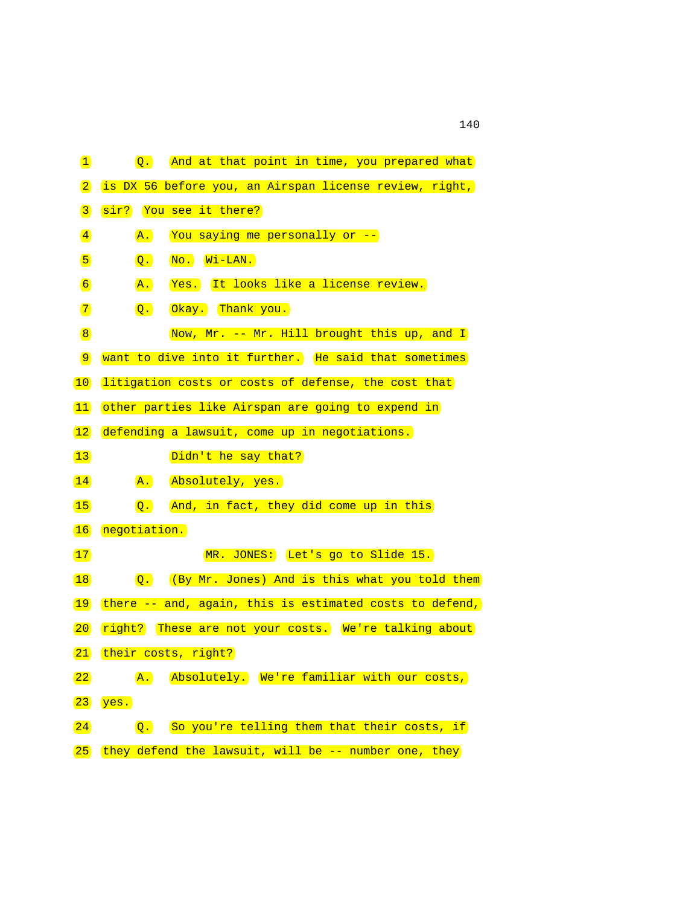1 Q. And at that point in time, you prepared what
2 is DX 56 before you, an Airspan license review, right,
3 sir? You see it there?
4 A. You saying me personally or --
5 Q. No. Wi-LAN.
6 A. Yes. It looks like a license review.
7 Q. Okay. Thank you.
8 Now, Mr. -- Mr. Hill brought this up, and I
9 want to dive into it further. He said that sometimes
10 litigation costs or costs of defense, the cost that
11 other parties like Airspan are going to expend in
12 defending a lawsuit, come up in negotiations.
13 Didn't he say that?
14 A. Absolutely, yes.
15 Q. And, in fact, they did come up in this
16 negotiation.
17 MR. JONES: Let's go to Slide 15.
18 Q. (By Mr. Jones) And is this what you told them
19 there -- and, again, this is estimated costs to defend,
20 right? These are not your costs. We're talking about
21 their costs, right?
22 A. Absolutely. We're familiar with our costs,
23 yes.
24 Q. So you're telling them that their costs, if
25 they defend the lawsuit, will be -- number one, they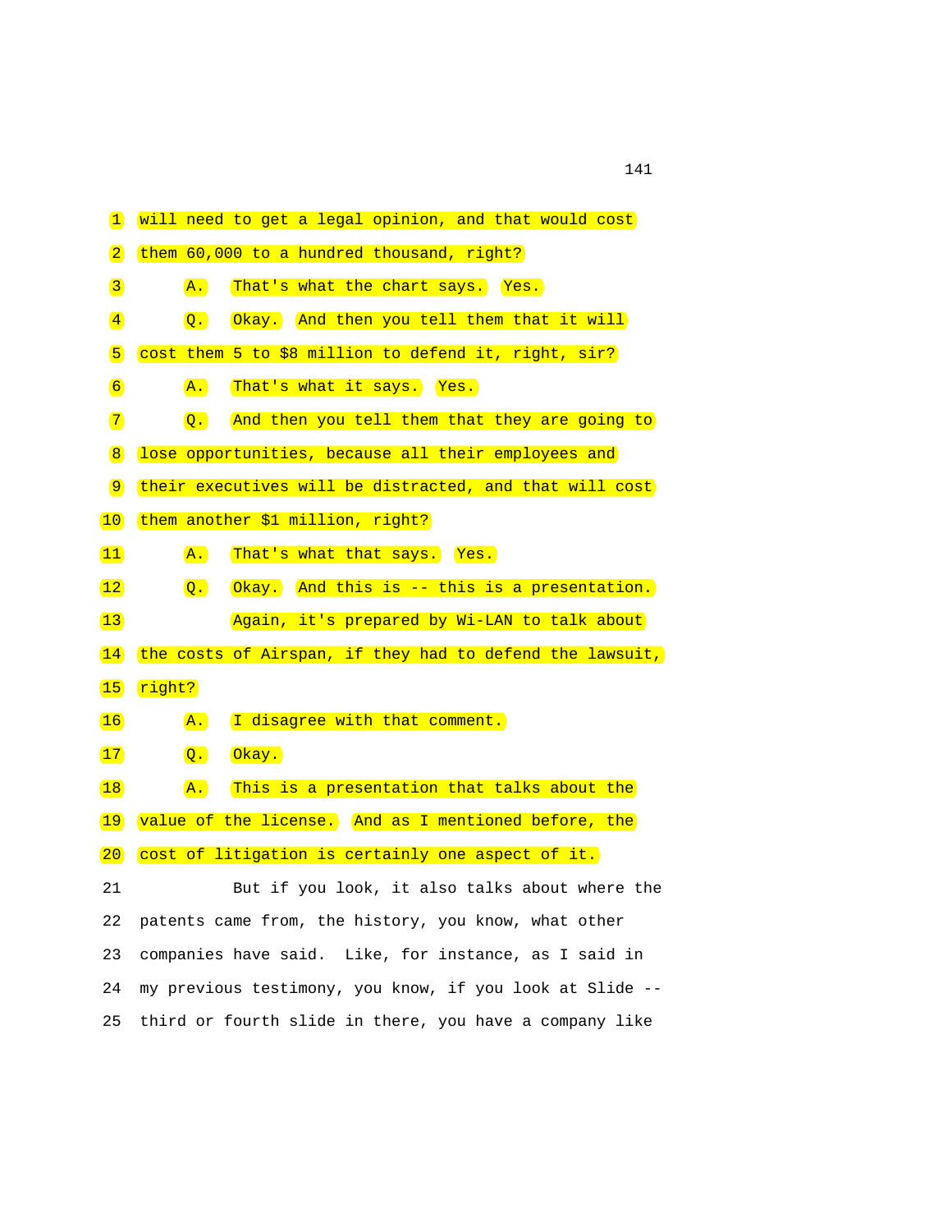1 will need to get a legal opinion, and that would cost
2 them 60,000 to a hundred thousand, right?
3 A. That's what the chart says. Yes.
4 Q. Okay. And then you tell them that it will
5 cost them 5 to $8 million to defend it, right, sir?
6 A. That's what it says. Yes.
7 Q. And then you tell them that they are going to
8 lose opportunities, because all their employees and
9 their executives will be distracted, and that will cost
10 them another $1 million, right?
11 A. That's what that says. Yes.
12 Q. Okay. And this is -- this is a presentation.
13 Again, it's prepared by Wi-LAN to talk about
14 the costs of Airspan, if they had to defend the lawsuit,
15 right?
16 A. I disagree with that comment.
17 Q. Okay.
18 A. This is a presentation that talks about the
19 value of the license. And as I mentioned before, the
20 cost of litigation is certainly one aspect of it.
21 But if you look, it also talks about where the
22 patents came from, the history, you know, what other
23 companies have said. Like, for instance, as I said in
24 my previous testimony, you know, if you look at Slide --
25 third or fourth slide in there, you have a company like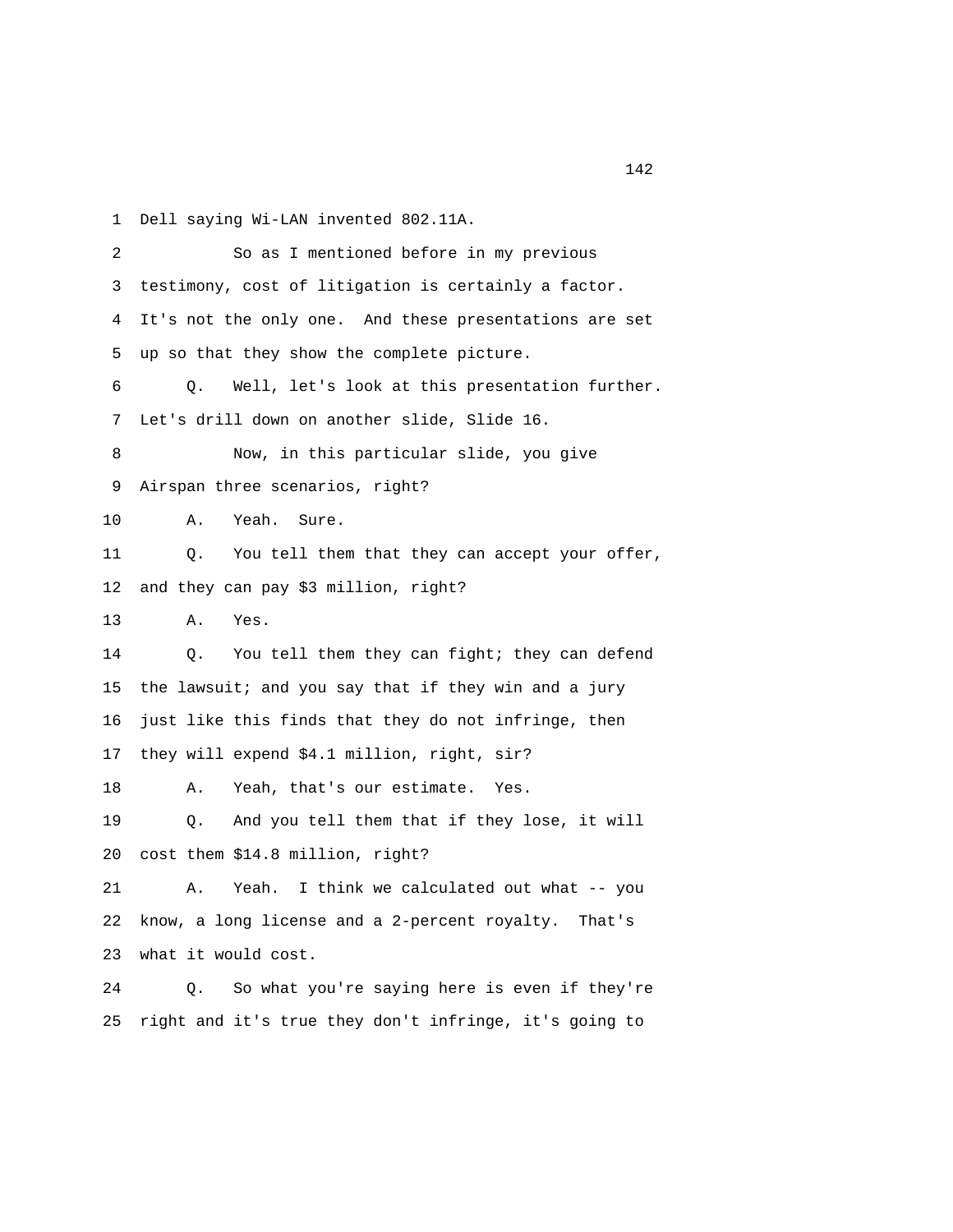1 Dell saying Wi-LAN invented 802.11A.

2 So as I mentioned before in my previous

3 testimony, cost of litigation is certainly a factor.

4 It's not the only one. And these presentations are set

5 up so that they show the complete picture.

6 Q. Well, let's look at this presentation further.

7 Let's drill down on another slide, Slide 16.

8 Now, in this particular slide, you give

9 Airspan three scenarios, right?

10 A. Yeah. Sure.

11 Q. You tell them that they can accept your offer,

12 and they can pay $3 million, right?

13 A. Yes.

14 Q. You tell them they can fight; they can defend

15 the lawsuit; and you say that if they win and a jury

16 just like this finds that they do not infringe, then

17 they will expend $4.1 million, right, sir?

18 A. Yeah, that's our estimate. Yes.

19 Q. And you tell them that if they lose, it will

20 cost them $14.8 million, right?

21 A. Yeah. I think we calculated out what -- you

22 know, a long license and a 2-percent royalty. That's

23 what it would cost.

24 Q. So what you're saying here is even if they're

25 right and it's true they don't infringe, it's going to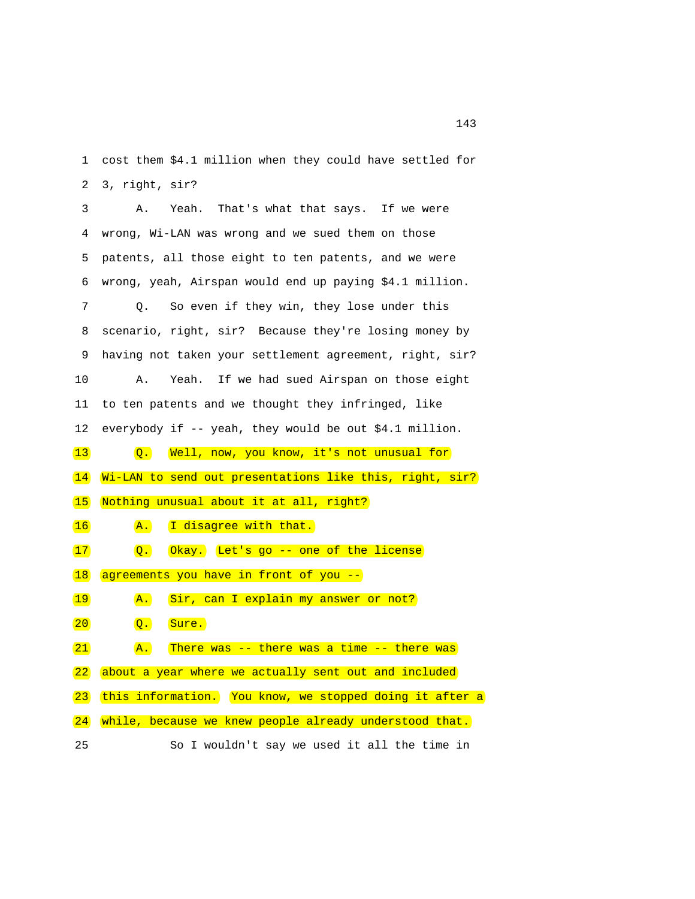1 cost them $4.1 million when they could have settled for

2 3, right, sir?

3 A. Yeah. That's what that says. If we were

4 wrong, Wi-LAN was wrong and we sued them on those

5 patents, all those eight to ten patents, and we were

6 wrong, yeah, Airspan would end up paying $4.1 million.

7 Q. So even if they win, they lose under this

8 scenario, right, sir? Because they're losing money by

9 having not taken your settlement agreement, right, sir?

10 A. Yeah. If we had sued Airspan on those eight

11 to ten patents and we thought they infringed, like

12 everybody if -- yeah, they would be out $4.1 million.

13 Q. Well, now, you know, it's not unusual for

14 Wi-LAN to send out presentations like this, right, sir?

15 Nothing unusual about it at all, right?

16 A. I disagree with that.

17 Q. Okay. Let's go -- one of the license

18 agreements you have in front of you --

19 A. Sir, can I explain my answer or not?

20 Q. Sure.

21 A. There was -- there was a time -- there was

22 about a year where we actually sent out and included

23 this information. You know, we stopped doing it after a

24 while, because we knew people already understood that.

25 So I wouldn't say we used it all the time in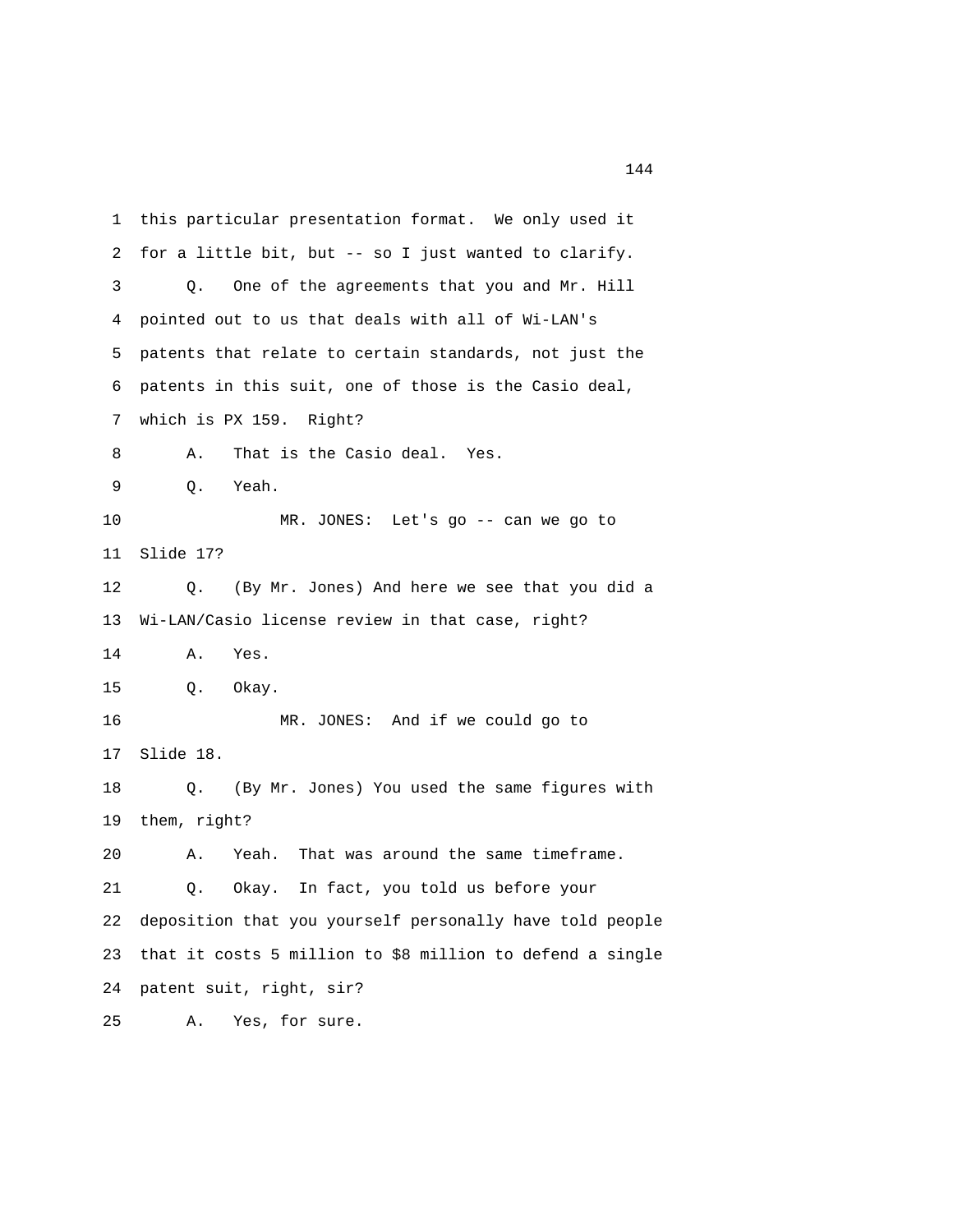1 this particular presentation format. We only used it
2 for a little bit, but -- so I just wanted to clarify.
3 Q. One of the agreements that you and Mr. Hill
4 pointed out to us that deals with all of Wi-LAN's
5 patents that relate to certain standards, not just the
6 patents in this suit, one of those is the Casio deal,
7 which is PX 159. Right?
8 A. That is the Casio deal. Yes.
9 Q. Yeah.
10 MR. JONES: Let's go -- can we go to
11 Slide 17?
12 Q. (By Mr. Jones) And here we see that you did a
13 Wi-LAN/Casio license review in that case, right?
14 A. Yes.
15 Q. Okay.
16 MR. JONES: And if we could go to
17 Slide 18.
18 Q. (By Mr. Jones) You used the same figures with
19 them, right?
20 A. Yeah. That was around the same timeframe.
21 Q. Okay. In fact, you told us before your
22 deposition that you yourself personally have told people
23 that it costs 5 million to $8 million to defend a single
24 patent suit, right, sir?
25 A. Yes, for sure.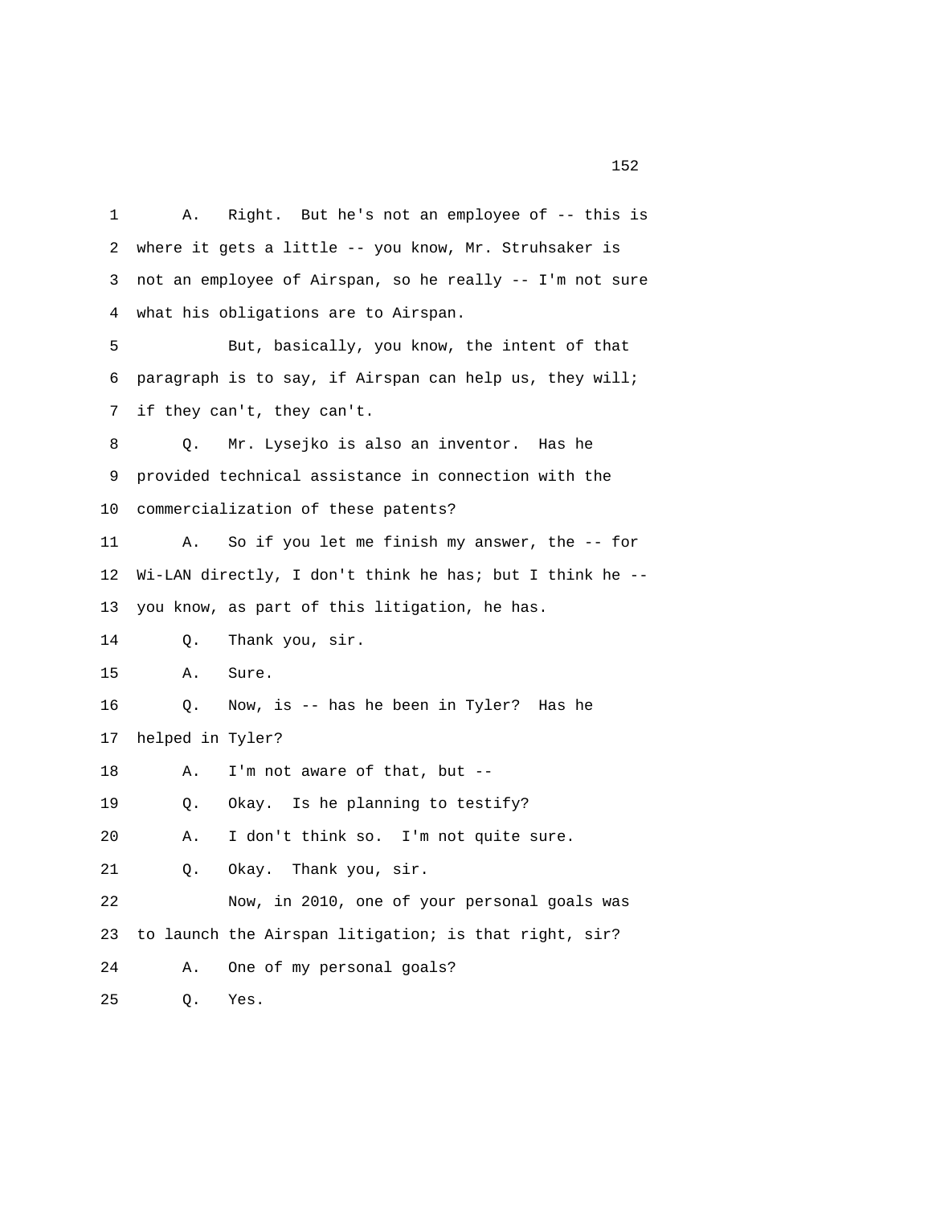1 A. Right. But he's not an employee of -- this is
2 where it gets a little -- you know, Mr. Struhsaker is
3 not an employee of Airspan, so he really -- I'm not sure
4 what his obligations are to Airspan.
5 But, basically, you know, the intent of that
6 paragraph is to say, if Airspan can help us, they will;
7 if they can't, they can't.
8 Q. Mr. Lysejko is also an inventor. Has he
9 provided technical assistance in connection with the
10 commercialization of these patents?
11 A. So if you let me finish my answer, the -- for
12 Wi-LAN directly, I don't think he has; but I think he --
13 you know, as part of this litigation, he has.
14 Q. Thank you, sir.
15 A. Sure.
16 Q. Now, is -- has he been in Tyler? Has he
17 helped in Tyler?
18 A. I'm not aware of that, but --
19 Q. Okay. Is he planning to testify?
20 A. I don't think so. I'm not quite sure.
21 Q. Okay. Thank you, sir.
22 Now, in 2010, one of your personal goals was
23 to launch the Airspan litigation; is that right, sir?
24 A. One of my personal goals?
25 Q. Yes.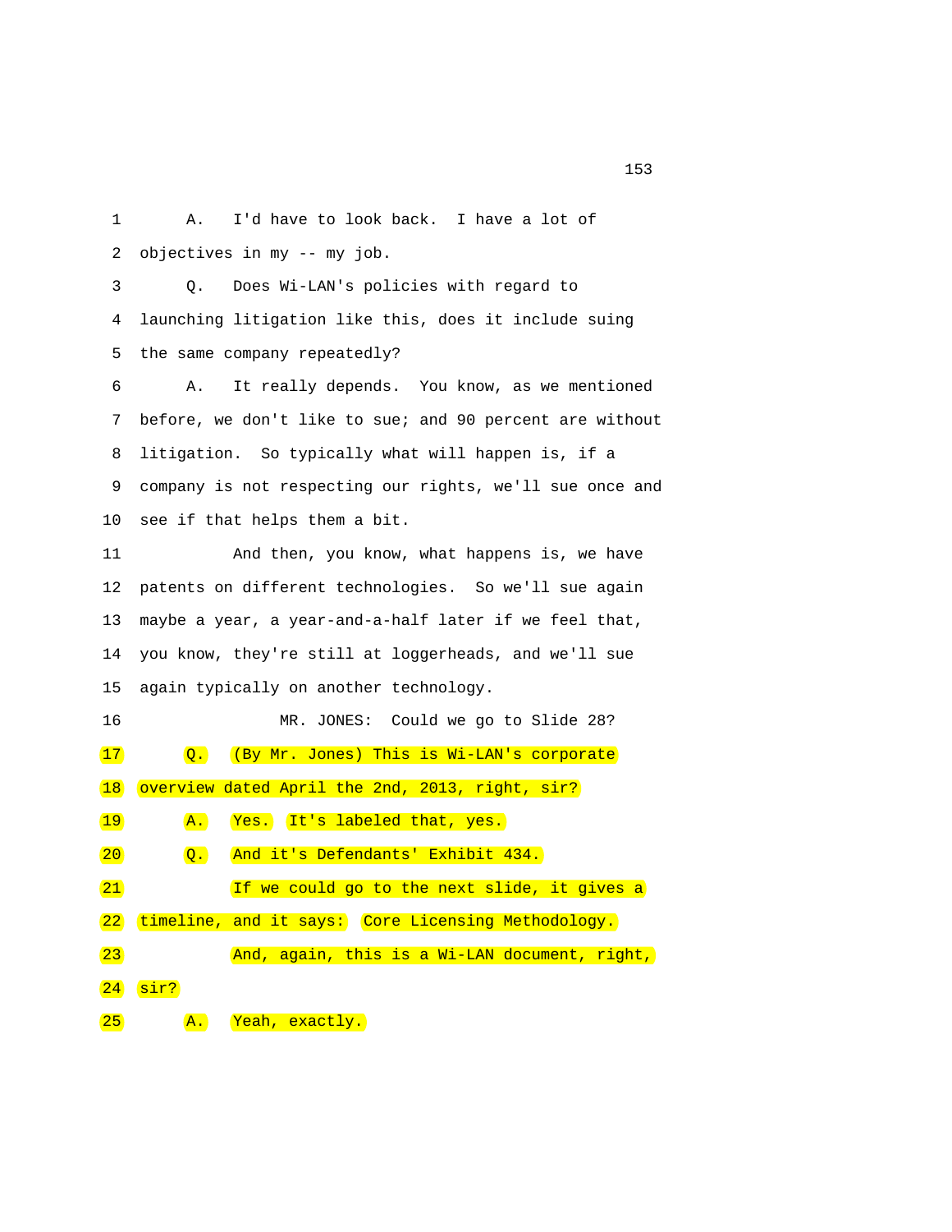1 A. I'd have to look back. I have a lot of
2 objectives in my -- my job.
3 Q. Does Wi-LAN's policies with regard to
4 launching litigation like this, does it include suing
5 the same company repeatedly?
6 A. It really depends. You know, as we mentioned
7 before, we don't like to sue; and 90 percent are without
8 litigation. So typically what will happen is, if a
9 company is not respecting our rights, we'll sue once and
10 see if that helps them a bit.
11 And then, you know, what happens is, we have
12 patents on different technologies. So we'll sue again
13 maybe a year, a year-and-a-half later if we feel that,
14 you know, they're still at loggerheads, and we'll sue
15 again typically on another technology.
16 MR. JONES: Could we go to Slide 28?
17 Q. (By Mr. Jones) This is Wi-LAN's corporate
18 overview dated April the 2nd, 2013, right, sir?
19 A. Yes. It's labeled that, yes.
20 Q. And it's Defendants' Exhibit 434.
21 If we could go to the next slide, it gives a
22 timeline, and it says: Core Licensing Methodology.
23 And, again, this is a Wi-LAN document, right,
24 sir?
25 A. Yeah, exactly.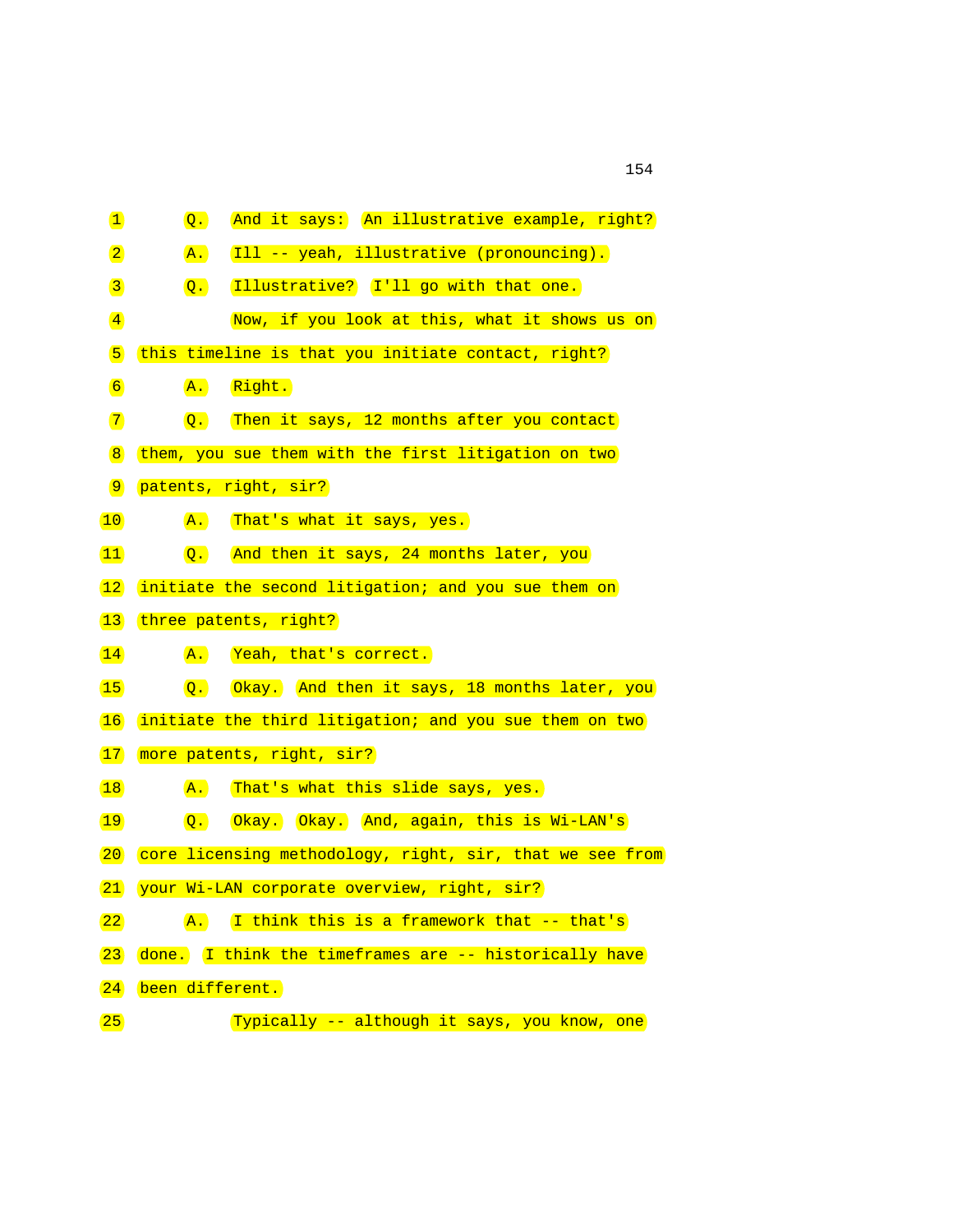1 Q. And it says: An illustrative example, right?

2 A. Ill -- yeah, illustrative (pronouncing).

3 Q. Illustrative? I'll go with that one.

4 Now, if you look at this, what it shows us on

5 this timeline is that you initiate contact, right?

6 A. Right.

7 Q. Then it says, 12 months after you contact

8 them, you sue them with the first litigation on two

9 patents, right, sir?

10 A. That's what it says, yes.

11 Q. And then it says, 24 months later, you

12 initiate the second litigation; and you sue them on

13 three patents, right?

14 A. Yeah, that's correct.

15 Q. Okay. And then it says, 18 months later, you

16 initiate the third litigation; and you sue them on two

17 more patents, right, sir?

18 A. That's what this slide says, yes.

19 Q. Okay. Okay. And, again, this is Wi-LAN's

20 core licensing methodology, right, sir, that we see from

21 your Wi-LAN corporate overview, right, sir?

22 A. I think this is a framework that -- that's

23 done. I think the timeframes are -- historically have

24 been different.

25 Typically -- although it says, you know, one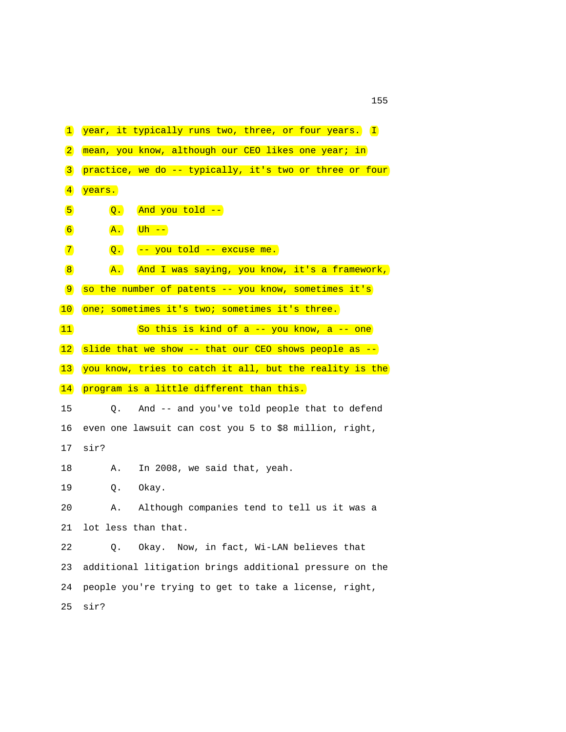1 year, it typically runs two, three, or four years. I
2 mean, you know, although our CEO likes one year; in
3 practice, we do -- typically, it's two or three or four
4 years.

5 Q. And you told --

6 A. Uh --

7 Q. -- you told -- excuse me.

8 A. And I was saying, you know, it's a framework,
9 so the number of patents -- you know, sometimes it's
10 one; sometimes it's two; sometimes it's three.

11 So this is kind of a -- you know, a -- one
12 slide that we show -- that our CEO shows people as --
13 you know, tries to catch it all, but the reality is the
14 program is a little different than this.

15 Q. And -- and you've told people that to defend
16 even one lawsuit can cost you 5 to $8 million, right,
17 sir?

18 A. In 2008, we said that, yeah.

19 Q. Okay.

20 A. Although companies tend to tell us it was a
21 lot less than that.

22 Q. Okay. Now, in fact, Wi-LAN believes that
23 additional litigation brings additional pressure on the
24 people you're trying to get to take a license, right,
25 sir?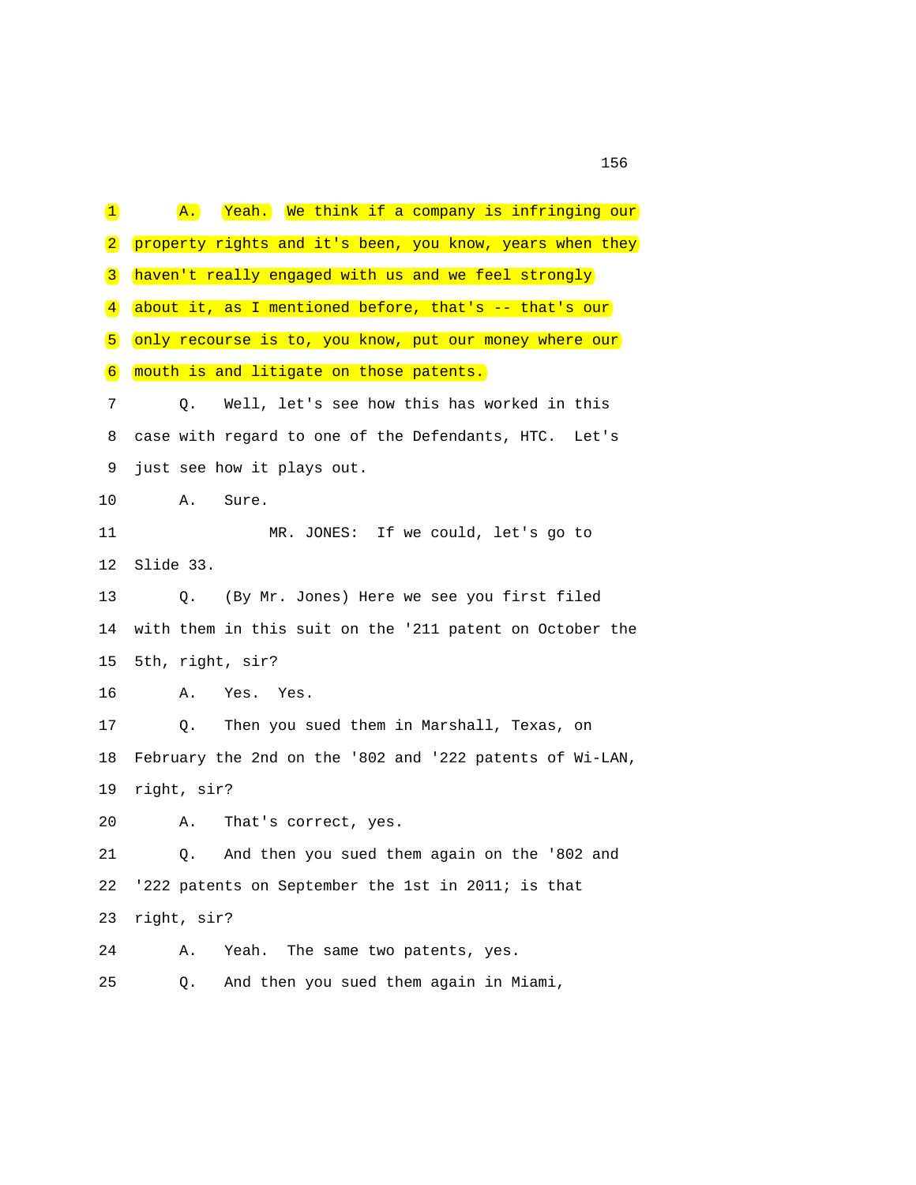1 A. Yeah. We think if a company is infringing our
2 property rights and it's been, you know, years when they
3 haven't really engaged with us and we feel strongly
4 about it, as I mentioned before, that's -- that's our
5 only recourse is to, you know, put our money where our
6 mouth is and litigate on those patents.
7 Q. Well, let's see how this has worked in this
8 case with regard to one of the Defendants, HTC. Let's
9 just see how it plays out.
10 A. Sure.
11 MR. JONES: If we could, let's go to
12 Slide 33.
13 Q. (By Mr. Jones) Here we see you first filed
14 with them in this suit on the '211 patent on October the
15 5th, right, sir?
16 A. Yes. Yes.
17 Q. Then you sued them in Marshall, Texas, on
18 February the 2nd on the '802 and '222 patents of Wi-LAN,
19 right, sir?
20 A. That's correct, yes.
21 Q. And then you sued them again on the '802 and
22 '222 patents on September the 1st in 2011; is that
23 right, sir?
24 A. Yeah. The same two patents, yes.
25 Q. And then you sued them again in Miami,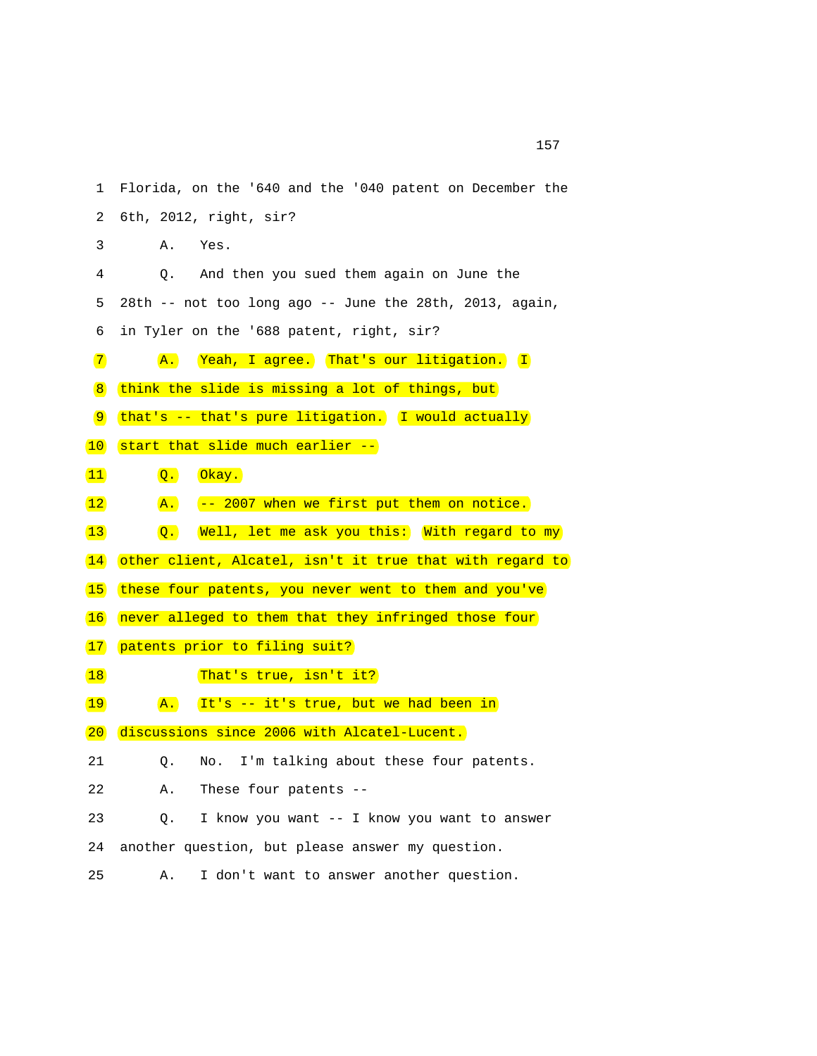1 Florida, on the '640 and the '040 patent on December the

2 6th, 2012, right, sir?

3 A. Yes.

4 Q. And then you sued them again on June the

5 28th -- not too long ago -- June the 28th, 2013, again,

6 in Tyler on the '688 patent, right, sir?

7 A. Yeah, I agree. That's our litigation. I

8 think the slide is missing a lot of things, but

9 that's -- that's pure litigation. I would actually

10 start that slide much earlier --

11 Q. Okay.

12 A. -- 2007 when we first put them on notice.

13 Q. Well, let me ask you this: With regard to my

14 other client, Alcatel, isn't it true that with regard to

15 these four patents, you never went to them and you've

16 never alleged to them that they infringed those four

17 patents prior to filing suit?

18 That's true, isn't it?

19 A. It's -- it's true, but we had been in

20 discussions since 2006 with Alcatel-Lucent.

21 Q. No. I'm talking about these four patents.

22 A. These four patents --

23 Q. I know you want -- I know you want to answer

24 another question, but please answer my question.

25 A. I don't want to answer another question.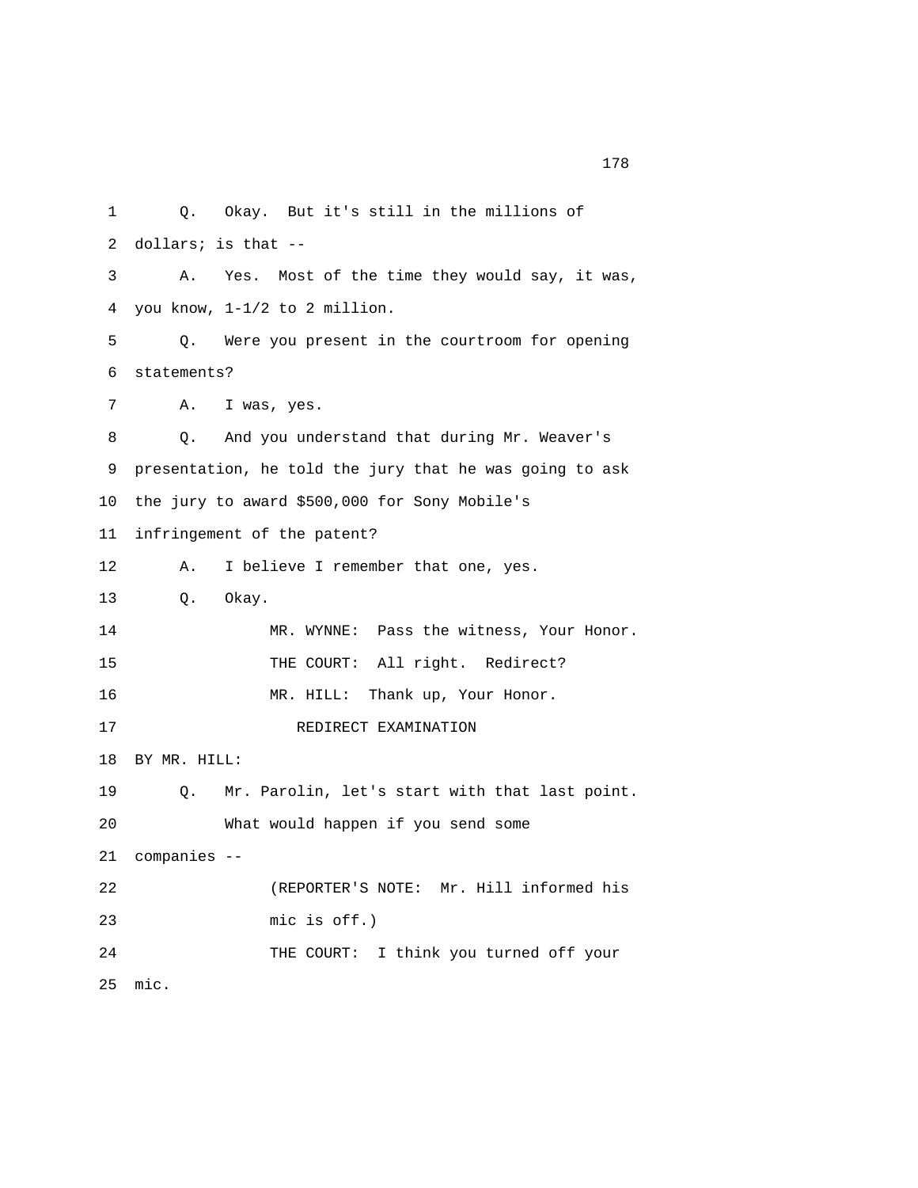1 Q. Okay. But it's still in the millions of
2 dollars; is that --
3 A. Yes. Most of the time they would say, it was,
4 you know, 1-1/2 to 2 million.
5 Q. Were you present in the courtroom for opening
6 statements?
7 A. I was, yes.
8 Q. And you understand that during Mr. Weaver's
9 presentation, he told the jury that he was going to ask
10 the jury to award $500,000 for Sony Mobile's
11 infringement of the patent?
12 A. I believe I remember that one, yes.
13 Q. Okay.
14 MR. WYNNE: Pass the witness, Your Honor.
15 THE COURT: All right. Redirect?
16 MR. HILL: Thank up, Your Honor.
17 REDIRECT EXAMINATION
18 BY MR. HILL:
19 Q. Mr. Parolin, let's start with that last point.
20 What would happen if you send some
21 companies --
22 (REPORTER'S NOTE: Mr. Hill informed his
23 mic is off.)
24 THE COURT: I think you turned off your
25 mic.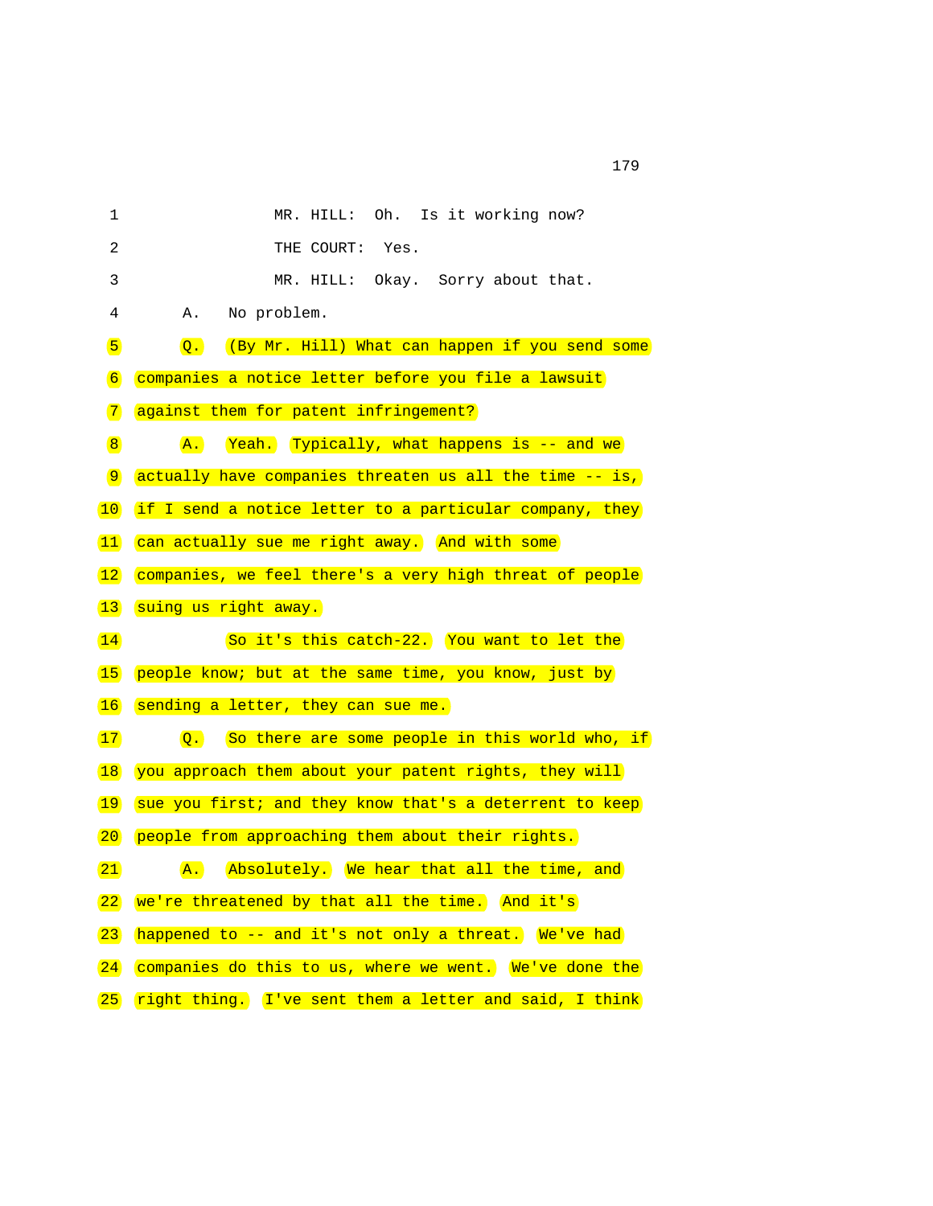1 MR. HILL: Oh. Is it working now?

2 THE COURT: Yes.

3 MR. HILL: Okay. Sorry about that.

4 A. No problem.

5 Q. (By Mr. Hill) What can happen if you send some

6 companies a notice letter before you file a lawsuit

7 against them for patent infringement?

8 A. Yeah. Typically, what happens is -- and we

9 actually have companies threaten us all the time -- is,

10 if I send a notice letter to a particular company, they

11 can actually sue me right away. And with some

12 companies, we feel there's a very high threat of people

13 suing us right away.

14 So it's this catch-22. You want to let the

15 people know; but at the same time, you know, just by

16 sending a letter, they can sue me.

17 Q. So there are some people in this world who, if

18 you approach them about your patent rights, they will

19 sue you first; and they know that's a deterrent to keep

20 people from approaching them about their rights.

21 A. Absolutely. We hear that all the time, and

22 we're threatened by that all the time. And it's

23 happened to -- and it's not only a threat. We've had

24 companies do this to us, where we went. We've done the

25 right thing. I've sent them a letter and said, I think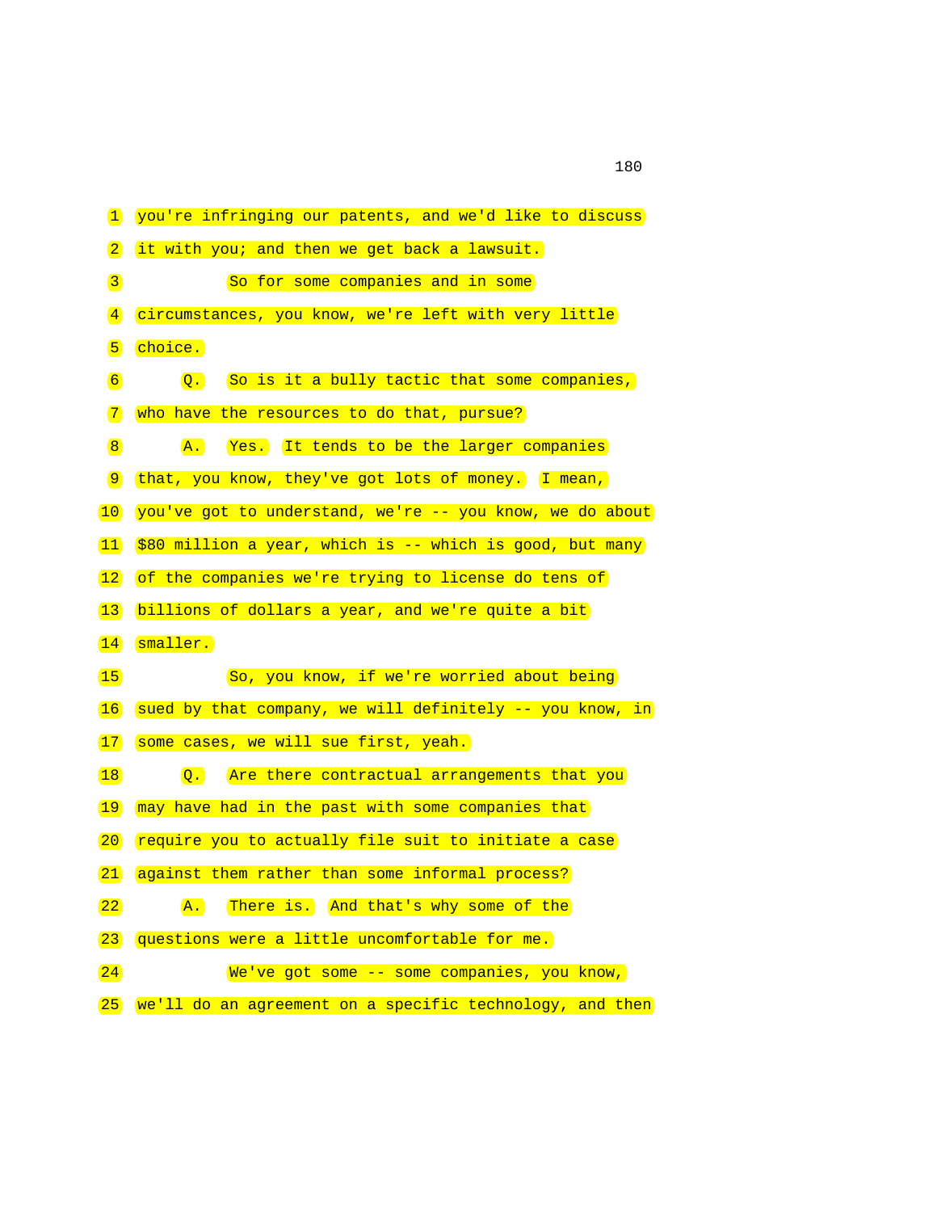1 you're infringing our patents, and we'd like to discuss
2 it with you; and then we get back a lawsuit.
3 So for some companies and in some
4 circumstances, you know, we're left with very little
5 choice.
6 Q. So is it a bully tactic that some companies,
7 who have the resources to do that, pursue?
8 A. Yes. It tends to be the larger companies
9 that, you know, they've got lots of money. I mean,
10 you've got to understand, we're -- you know, we do about
11 $80 million a year, which is -- which is good, but many
12 of the companies we're trying to license do tens of
13 billions of dollars a year, and we're quite a bit
14 smaller.
15 So, you know, if we're worried about being
16 sued by that company, we will definitely -- you know, in
17 some cases, we will sue first, yeah.
18 Q. Are there contractual arrangements that you
19 may have had in the past with some companies that
20 require you to actually file suit to initiate a case
21 against them rather than some informal process?
22 A. There is. And that's why some of the
23 questions were a little uncomfortable for me.
24 We've got some -- some companies, you know,
25 we'll do an agreement on a specific technology, and then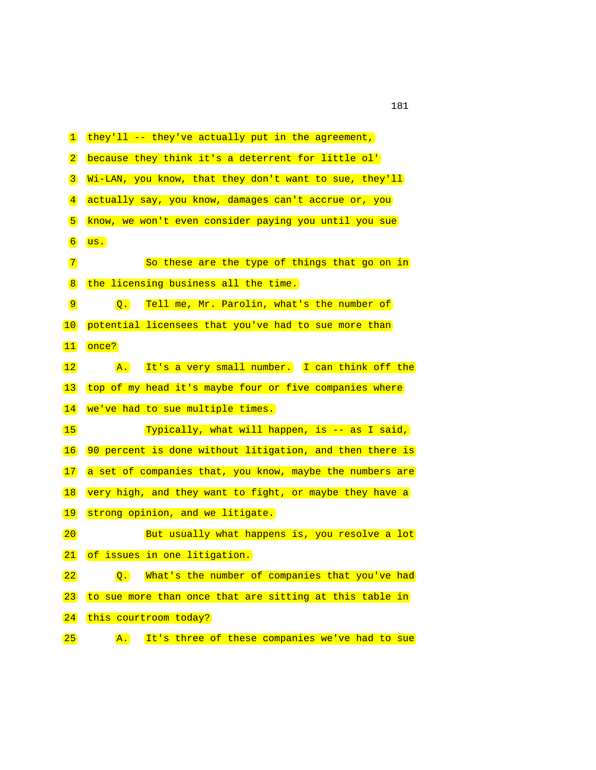1 they'll -- they've actually put in the agreement,

2 because they think it's a deterrent for little ol'

3 Wi-LAN, you know, that they don't want to sue, they'll

4 actually say, you know, damages can't accrue or, you

5 know, we won't even consider paying you until you sue

6 us.

7 So these are the type of things that go on in

8 the licensing business all the time.

9 Q. Tell me, Mr. Parolin, what's the number of

10 potential licensees that you've had to sue more than

11 once?

12 A. It's a very small number. I can think off the

13 top of my head it's maybe four or five companies where

14 we've had to sue multiple times.

15 Typically, what will happen, is -- as I said,

16 90 percent is done without litigation, and then there is

17 a set of companies that, you know, maybe the numbers are

18 very high, and they want to fight, or maybe they have a

19 strong opinion, and we litigate.

20 But usually what happens is, you resolve a lot

21 of issues in one litigation.

22 Q. What's the number of companies that you've had

23 to sue more than once that are sitting at this table in

24 this courtroom today?

25 A. It's three of these companies we've had to sue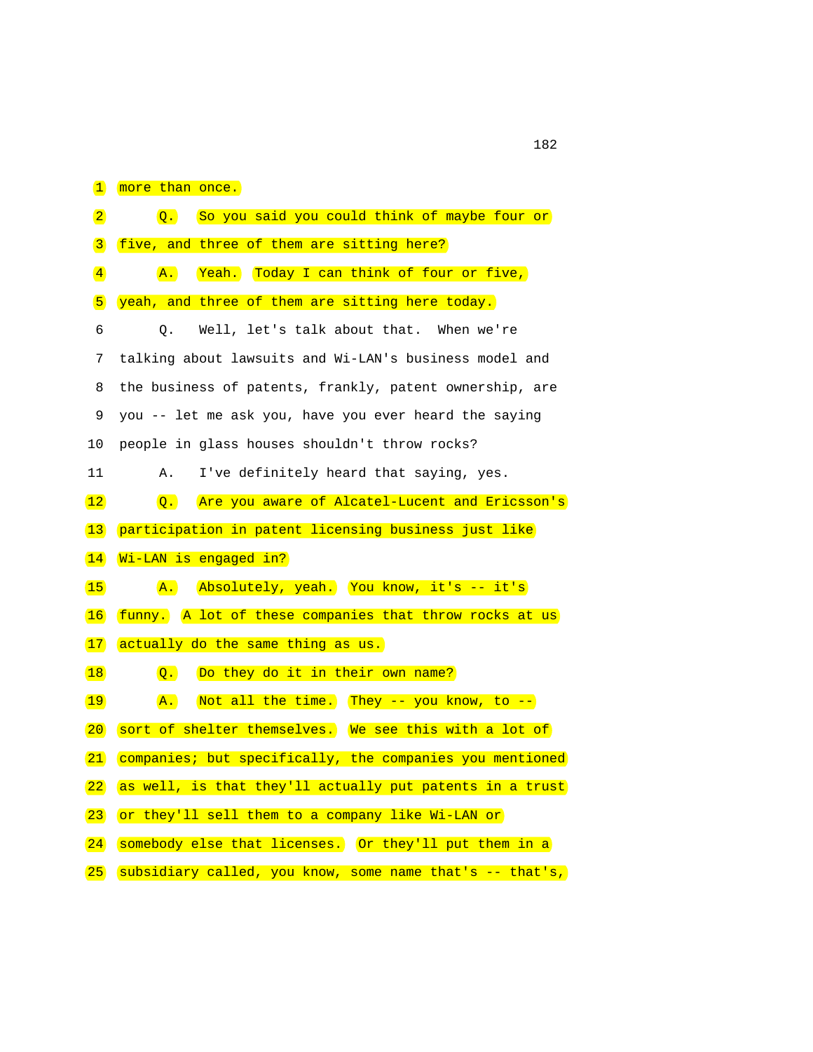1 more than once.

2 Q. So you said you could think of maybe four or

3 five, and three of them are sitting here?

4 A. Yeah. Today I can think of four or five,

5 yeah, and three of them are sitting here today.

6 Q. Well, let's talk about that. When we're

7 talking about lawsuits and Wi-LAN's business model and

8 the business of patents, frankly, patent ownership, are

9 you -- let me ask you, have you ever heard the saying

10 people in glass houses shouldn't throw rocks?

11 A. I've definitely heard that saying, yes.

12 Q. Are you aware of Alcatel-Lucent and Ericsson's

13 participation in patent licensing business just like

14 Wi-LAN is engaged in?

15 A. Absolutely, yeah. You know, it's -- it's

16 funny. A lot of these companies that throw rocks at us

17 actually do the same thing as us.

18 Q. Do they do it in their own name?

19 A. Not all the time. They -- you know, to --

20 sort of shelter themselves. We see this with a lot of

21 companies; but specifically, the companies you mentioned

22 as well, is that they'll actually put patents in a trust

23 or they'll sell them to a company like Wi-LAN or

24 somebody else that licenses. Or they'll put them in a

25 subsidiary called, you know, some name that's -- that's,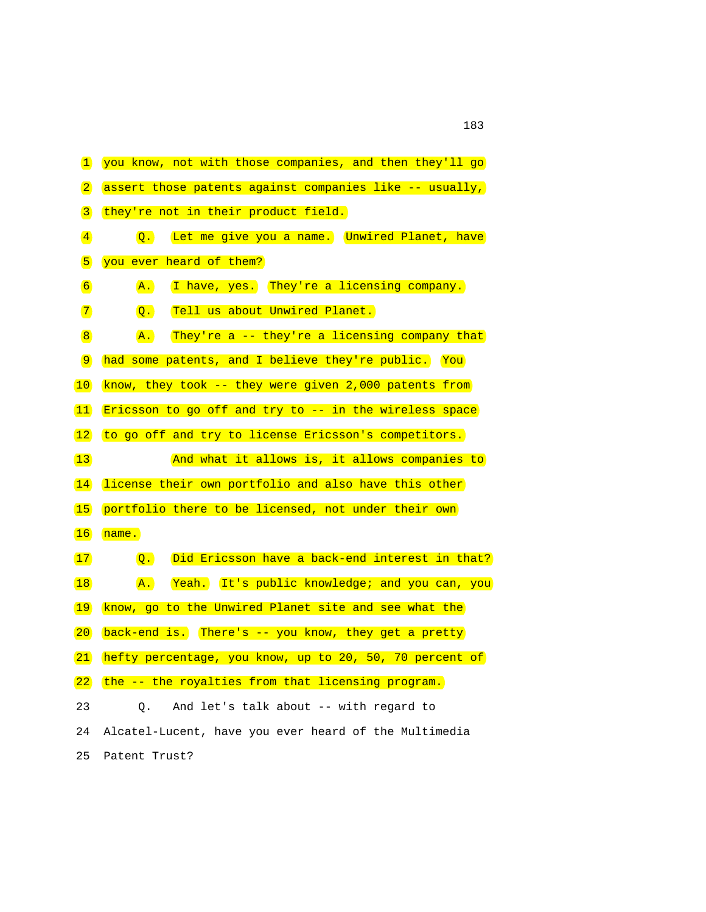1 you know, not with those companies, and then they'll go

2 assert those patents against companies like -- usually,

3 they're not in their product field.

4 Q. Let me give you a name. Unwired Planet, have

5 you ever heard of them?

6 A. I have, yes. They're a licensing company.

7 Q. Tell us about Unwired Planet.

8 A. They're a -- they're a licensing company that

9 had some patents, and I believe they're public. You

10 know, they took -- they were given 2,000 patents from

11 Ericsson to go off and try to -- in the wireless space

12 to go off and try to license Ericsson's competitors.

13 And what it allows is, it allows companies to

14 license their own portfolio and also have this other

15 portfolio there to be licensed, not under their own

16 name.

17 Q. Did Ericsson have a back-end interest in that?

18 A. Yeah. It's public knowledge; and you can, you

19 know, go to the Unwired Planet site and see what the

20 back-end is. There's -- you know, they get a pretty

21 hefty percentage, you know, up to 20, 50, 70 percent of

22 the -- the royalties from that licensing program.

23 Q. And let's talk about -- with regard to

24 Alcatel-Lucent, have you ever heard of the Multimedia

25 Patent Trust?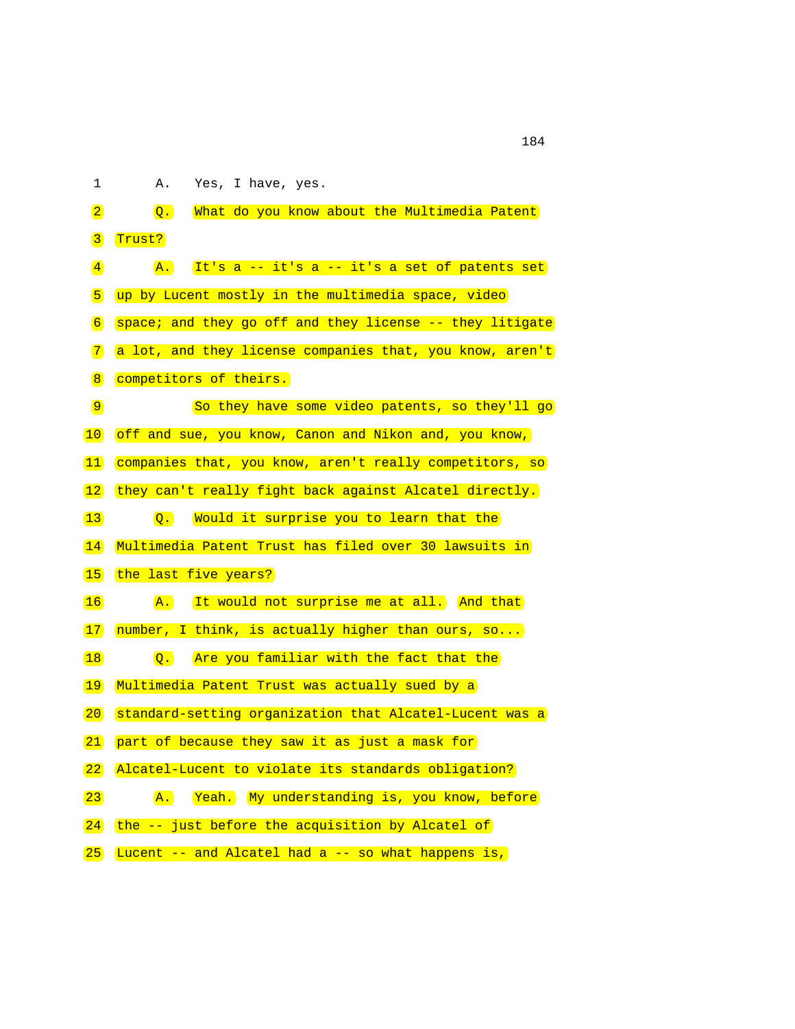1 A. Yes, I have, yes.

2 Q. What do you know about the Multimedia Patent

3 Trust?

4 A. It's a -- it's a -- it's a set of patents set

5 up by Lucent mostly in the multimedia space, video

6 space; and they go off and they license -- they litigate

7 a lot, and they license companies that, you know, aren't

8 competitors of theirs.

9 So they have some video patents, so they'll go

10 off and sue, you know, Canon and Nikon and, you know,

11 companies that, you know, aren't really competitors, so

12 they can't really fight back against Alcatel directly.

13 Q. Would it surprise you to learn that the

14 Multimedia Patent Trust has filed over 30 lawsuits in

15 the last five years?

16 A. It would not surprise me at all. And that

17 number, I think, is actually higher than ours, so...

18 Q. Are you familiar with the fact that the

19 Multimedia Patent Trust was actually sued by a

20 standard-setting organization that Alcatel-Lucent was a

21 part of because they saw it as just a mask for

22 Alcatel-Lucent to violate its standards obligation?

23 A. Yeah. My understanding is, you know, before

24 the -- just before the acquisition by Alcatel of

25 Lucent -- and Alcatel had a -- so what happens is,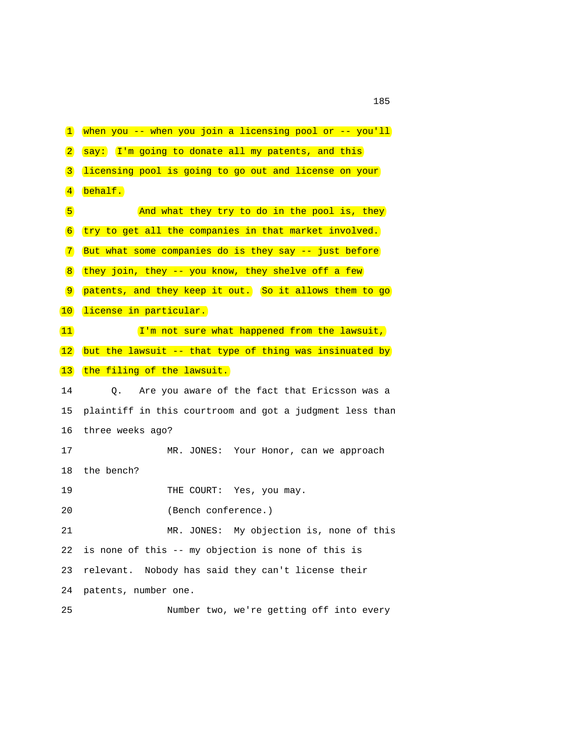1 when you -- when you join a licensing pool or -- you'll

2 say: I'm going to donate all my patents, and this

3 licensing pool is going to go out and license on your

4 behalf.

5 And what they try to do in the pool is, they

6 try to get all the companies in that market involved.

7 But what some companies do is they say -- just before

8 they join, they -- you know, they shelve off a few

9 patents, and they keep it out. So it allows them to go

10 license in particular.

11 I'm not sure what happened from the lawsuit,

12 but the lawsuit -- that type of thing was insinuated by

13 the filing of the lawsuit.

14 Q. Are you aware of the fact that Ericsson was a

15 plaintiff in this courtroom and got a judgment less than

16 three weeks ago?

17 MR. JONES: Your Honor, can we approach

18 the bench?

19 THE COURT: Yes, you may.

20 (Bench conference.)

21 MR. JONES: My objection is, none of this

22 is none of this -- my objection is none of this is

23 relevant. Nobody has said they can't license their

24 patents, number one.

25 Number two, we're getting off into every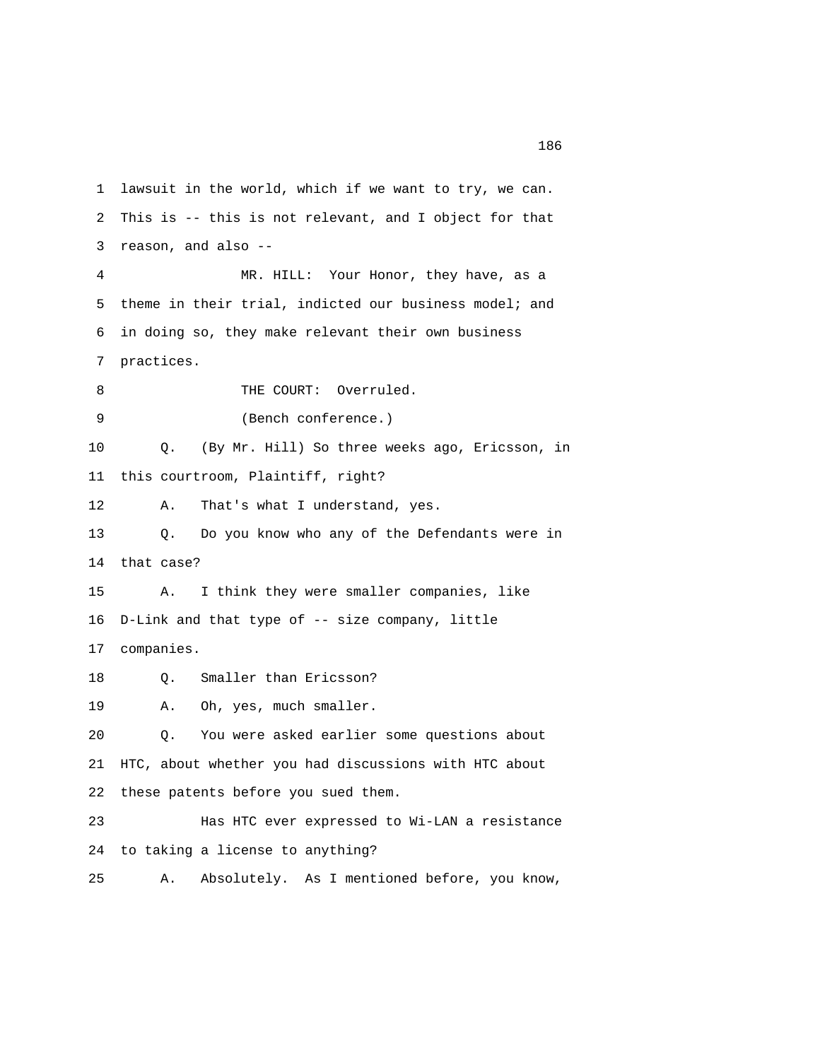1 lawsuit in the world, which if we want to try, we can.
2 This is -- this is not relevant, and I object for that
3 reason, and also --

4 MR. HILL: Your Honor, they have, as a
5 theme in their trial, indicted our business model; and
6 in doing so, they make relevant their own business
7 practices.

8 THE COURT: Overruled.

9 (Bench conference.)

10 Q. (By Mr. Hill) So three weeks ago, Ericsson, in
11 this courtroom, Plaintiff, right?

12 A. That's what I understand, yes.

13 Q. Do you know who any of the Defendants were in
14 that case?

15 A. I think they were smaller companies, like
16 D-Link and that type of -- size company, little
17 companies.

18 Q. Smaller than Ericsson?

19 A. Oh, yes, much smaller.

20 Q. You were asked earlier some questions about
21 HTC, about whether you had discussions with HTC about
22 these patents before you sued them.

23 Has HTC ever expressed to Wi-LAN a resistance
24 to taking a license to anything?

25 A. Absolutely. As I mentioned before, you know,